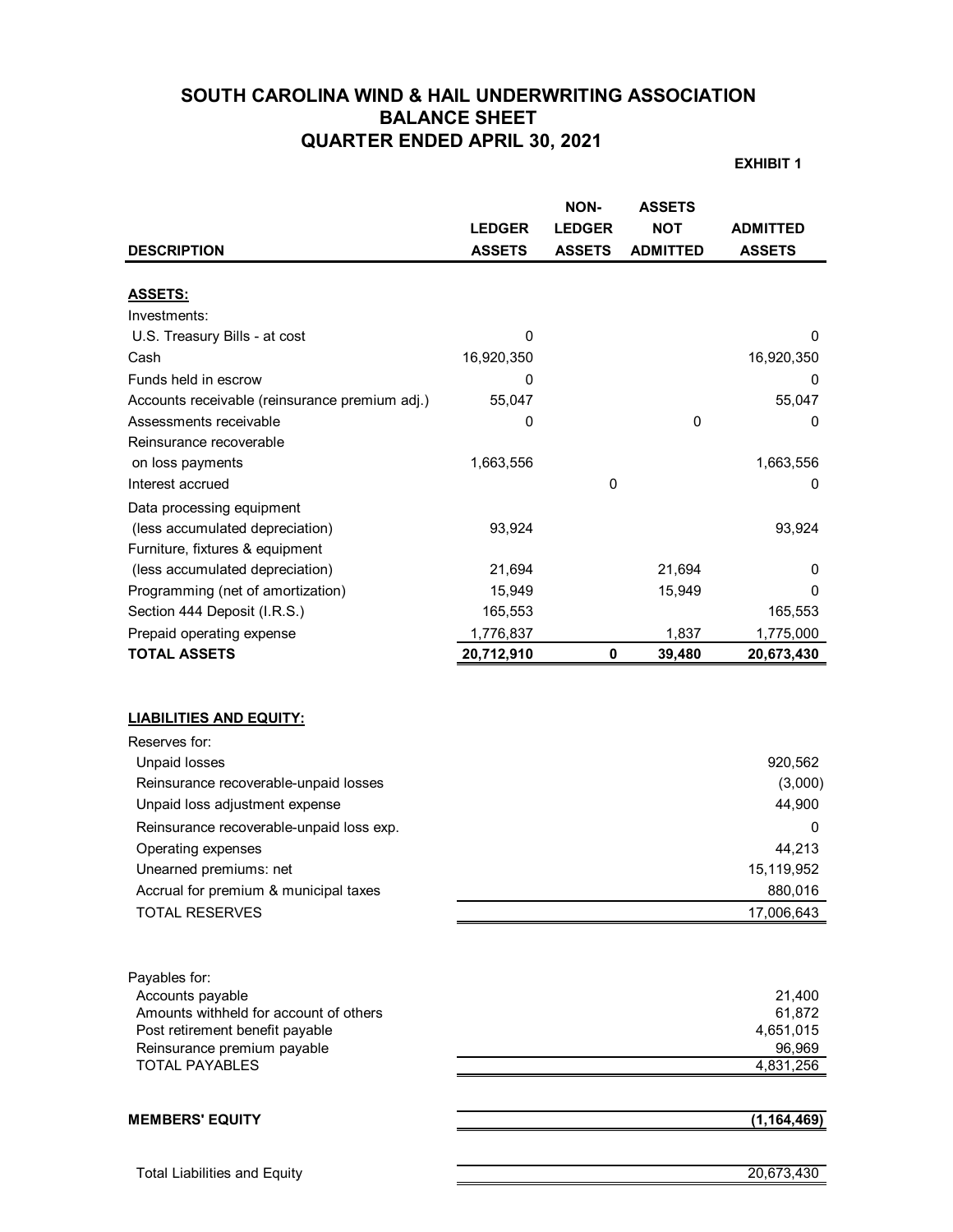# SOUTH CAROLINA WIND & HAIL UNDERWRITING ASSOCIATION
## BALANCE SHEET
## QUARTER ENDED APRIL 30, 2021

**EXHIBIT 1**

| DESCRIPTION | LEDGER ASSETS | NON-LEDGER ASSETS | ASSETS NOT ADMITTED | ADMITTED ASSETS |
|---|---|---|---|---|
| **ASSETS:** | | | | |
| Investments: | | | | |
| U.S. Treasury Bills - at cost | 0 | | | 0 |
| Cash | 16,920,350 | | | 16,920,350 |
| Funds held in escrow | 0 | | | 0 |
| Accounts receivable (reinsurance premium adj.) | 55,047 | | | 55,047 |
| Assessments receivable | 0 | | 0 | 0 |
| Reinsurance recoverable on loss payments | 1,663,556 | | | 1,663,556 |
| Interest accrued | | 0 | | 0 |
| Data processing equipment (less accumulated depreciation) | 93,924 | | | 93,924 |
| Furniture, fixtures & equipment (less accumulated depreciation) | 21,694 | | 21,694 | 0 |
| Programming (net of amortization) | 15,949 | | 15,949 | 0 |
| Section 444 Deposit (I.R.S.) | 165,553 | | | 165,553 |
| Prepaid operating expense | 1,776,837 | | 1,837 | 1,775,000 |
| **TOTAL ASSETS** | **20,712,910** | **0** | **39,480** | **20,673,430** |

| DESCRIPTION | |
|---|---|
| **LIABILITIES AND EQUITY:** | |
| Reserves for: | |
| Unpaid losses | 920,562 |
| Reinsurance recoverable-unpaid losses | (3,000) |
| Unpaid loss adjustment expense | 44,900 |
| Reinsurance recoverable-unpaid loss exp. | 0 |
| Operating expenses | 44,213 |
| Unearned premiums: net | 15,119,952 |
| Accrual for premium & municipal taxes | 880,016 |
| TOTAL RESERVES | 17,006,643 |
| Payables for: | |
| Accounts payable | 21,400 |
| Amounts withheld for account of others | 61,872 |
| Post retirement benefit payable | 4,651,015 |
| Reinsurance premium payable | 96,969 |
| TOTAL PAYABLES | 4,831,256 |
| **MEMBERS' EQUITY** | **(1,164,469)** |
| Total Liabilities and Equity | 20,673,430 |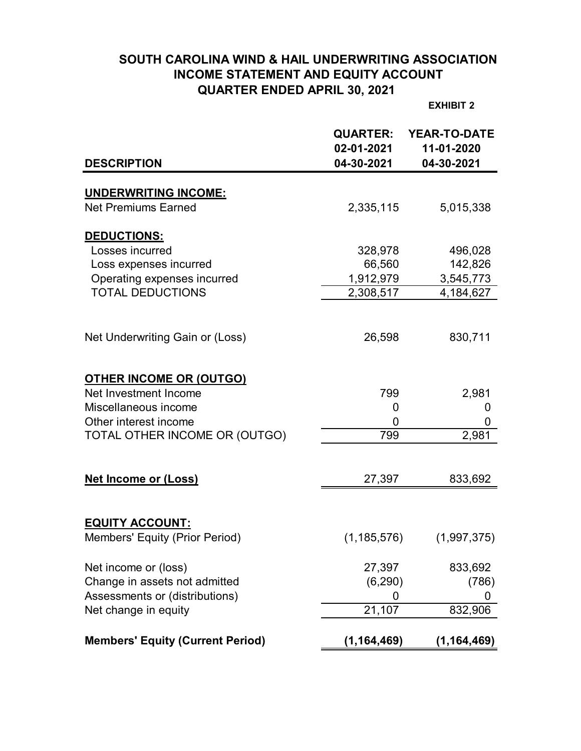# SOUTH CAROLINA WIND & HAIL UNDERWRITING ASSOCIATION
## INCOME STATEMENT AND EQUITY ACCOUNT
### QUARTER ENDED APRIL 30, 2021

**EXHIBIT 2**

| DESCRIPTION | QUARTER: 02-01-2021 04-30-2021 | YEAR-TO-DATE 11-01-2020 04-30-2021 |
|---|---|---|
| **UNDERWRITING INCOME:** | | |
| Net Premiums Earned | 2,335,115 | 5,015,338 |
| **DEDUCTIONS:** | | |
| Losses incurred | 328,978 | 496,028 |
| Loss expenses incurred | 66,560 | 142,826 |
| Operating expenses incurred | 1,912,979 | 3,545,773 |
| TOTAL DEDUCTIONS | 2,308,517 | 4,184,627 |
| Net Underwriting Gain or (Loss) | 26,598 | 830,711 |
| **OTHER INCOME OR (OUTGO)** | | |
| Net Investment Income | 799 | 2,981 |
| Miscellaneous income | 0 | 0 |
| Other interest income | 0 | 0 |
| TOTAL OTHER INCOME OR (OUTGO) | 799 | 2,981 |
| **Net Income or (Loss)** | 27,397 | 833,692 |
| **EQUITY ACCOUNT:** | | |
| Members' Equity (Prior Period) | (1,185,576) | (1,997,375) |
| Net income or (loss) | 27,397 | 833,692 |
| Change in assets not admitted | (6,290) | (786) |
| Assessments or (distributions) | 0 | 0 |
| Net change in equity | 21,107 | 832,906 |
| **Members' Equity (Current Period)** | **(1,164,469)** | **(1,164,469)** |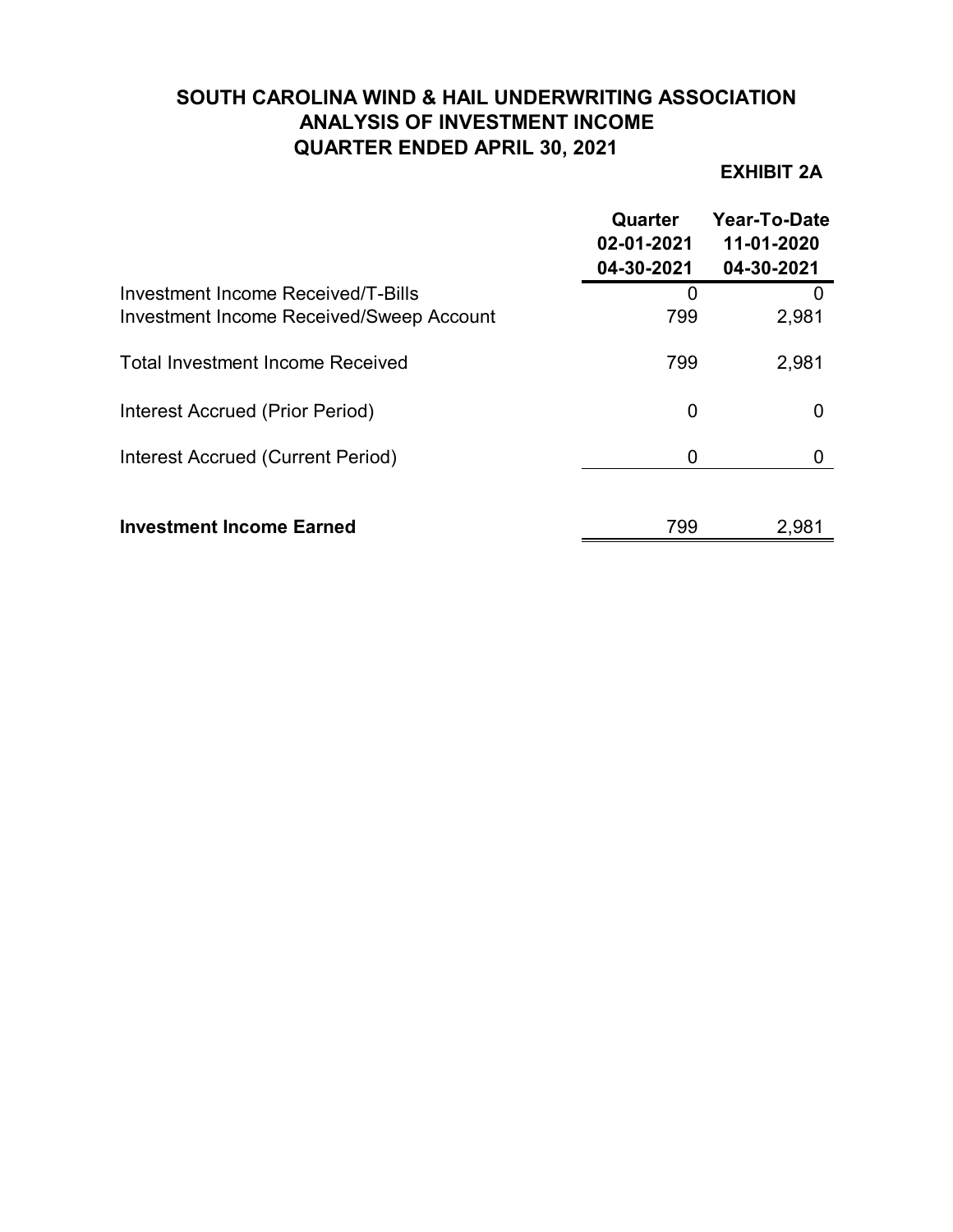# SOUTH CAROLINA WIND & HAIL UNDERWRITING ASSOCIATION
## ANALYSIS OF INVESTMENT INCOME
## QUARTER ENDED APRIL 30, 2021

**EXHIBIT 2A**

| | Quarter 02-01-2021 04-30-2021 | Year-To-Date 11-01-2020 04-30-2021 |
|---|---|---|
| Investment Income Received/T-Bills | 0 | 0 |
| Investment Income Received/Sweep Account | 799 | 2,981 |
| Total Investment Income Received | 799 | 2,981 |
| Interest Accrued (Prior Period) | 0 | 0 |
| Interest Accrued (Current Period) | 0 | 0 |
| **Investment Income Earned** | 799 | 2,981 |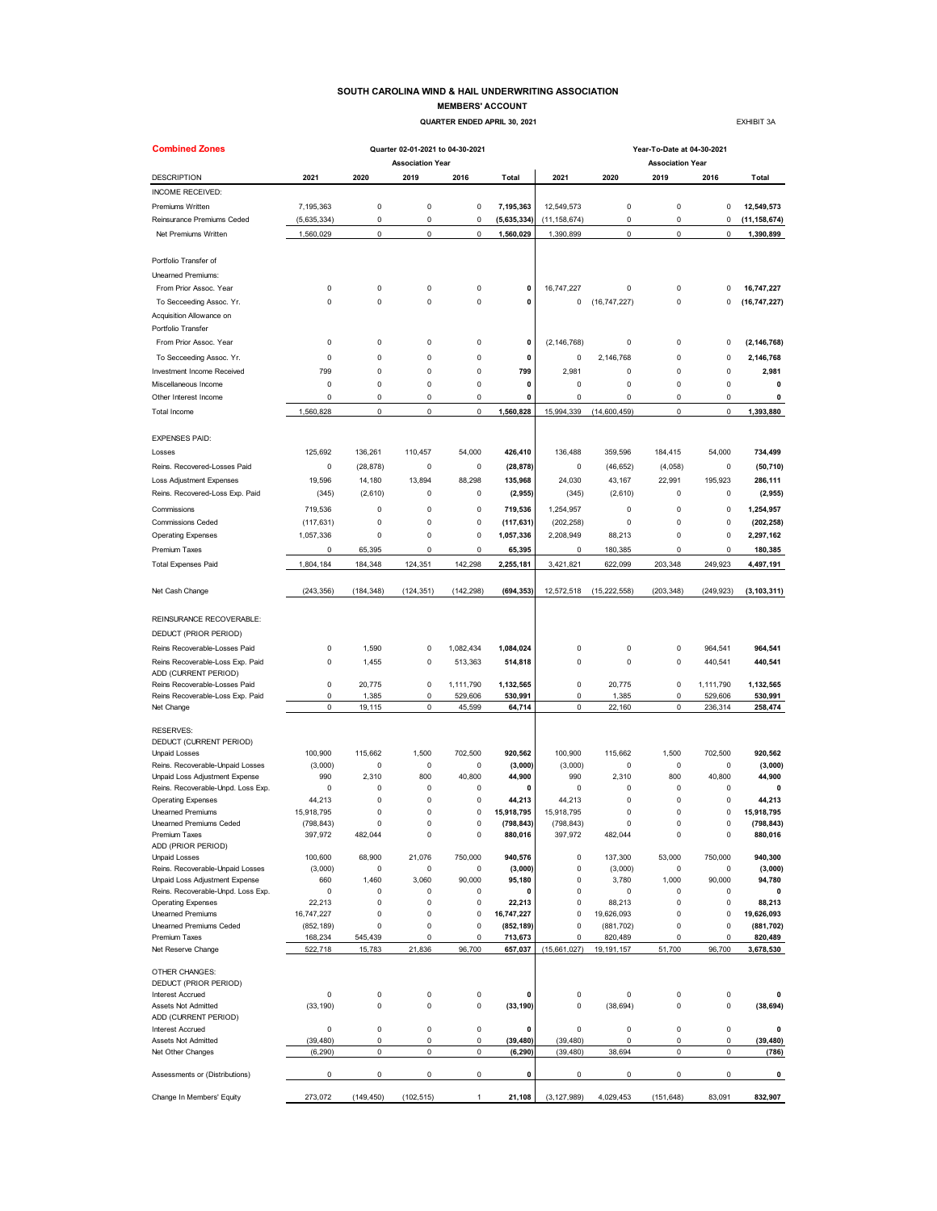# SOUTH CAROLINA WIND & HAIL UNDERWRITING ASSOCIATION

## MEMBERS' ACCOUNT

### QUARTER ENDED APRIL 30, 2021

EXHIBIT 3A

**Combined Zones**

| | Quarter 02-01-2021 to 04-30-2021 | | | | | Year-To-Date at 04-30-2021 | | | | |
|---|---|---|---|---|---|---|---|---|---|---|
| | Association Year | | | | | Association Year | | | | |
| DESCRIPTION | 2021 | 2020 | 2019 | 2016 | Total | 2021 | 2020 | 2019 | 2016 | Total |
| INCOME RECEIVED: | | | | | | | | | | |
| Premiums Written | 7,195,363 | 0 | 0 | 0 | **7,195,363** | 12,549,573 | 0 | 0 | 0 | **12,549,573** |
| Reinsurance Premiums Ceded | (5,635,334) | 0 | 0 | 0 | **(5,635,334)** | (11,158,674) | 0 | 0 | 0 | **(11,158,674)** |
| Net Premiums Written | 1,560,029 | 0 | 0 | 0 | **1,560,029** | 1,390,899 | 0 | 0 | 0 | **1,390,899** |
| Portfolio Transfer of | | | | | | | | | | |
| Unearned Premiums: | | | | | | | | | | |
| From Prior Assoc. Year | 0 | 0 | 0 | 0 | **0** | 16,747,227 | 0 | 0 | 0 | **16,747,227** |
| To Secceeding Assoc. Yr. | 0 | 0 | 0 | 0 | **0** | 0 | (16,747,227) | 0 | 0 | **(16,747,227)** |
| Acquisition Allowance on | | | | | | | | | | |
| Portfolio Transfer | | | | | | | | | | |
| From Prior Assoc. Year | 0 | 0 | 0 | 0 | **0** | (2,146,768) | 0 | 0 | 0 | **(2,146,768)** |
| To Secceeding Assoc. Yr. | 0 | 0 | 0 | 0 | **0** | 0 | 2,146,768 | 0 | 0 | **2,146,768** |
| Investment Income Received | 799 | 0 | 0 | 0 | **799** | 2,981 | 0 | 0 | 0 | **2,981** |
| Miscellaneous Income | 0 | 0 | 0 | 0 | **0** | 0 | 0 | 0 | 0 | **0** |
| Other Interest Income | 0 | 0 | 0 | 0 | **0** | 0 | 0 | 0 | 0 | **0** |
| Total Income | 1,560,828 | 0 | 0 | 0 | **1,560,828** | 15,994,339 | (14,600,459) | 0 | 0 | **1,393,880** |
| EXPENSES PAID: | | | | | | | | | | |
| Losses | 125,692 | 136,261 | 110,457 | 54,000 | **426,410** | 136,488 | 359,596 | 184,415 | 54,000 | **734,499** |
| Reins. Recovered-Losses Paid | 0 | (28,878) | 0 | 0 | **(28,878)** | 0 | (46,652) | (4,058) | 0 | **(50,710)** |
| Loss Adjustment Expenses | 19,596 | 14,180 | 13,894 | 88,298 | **135,968** | 24,030 | 43,167 | 22,991 | 195,923 | **286,111** |
| Reins. Recovered-Loss Exp. Paid | (345) | (2,610) | 0 | 0 | **(2,955)** | (345) | (2,610) | 0 | 0 | **(2,955)** |
| Commissions | 719,536 | 0 | 0 | 0 | **719,536** | 1,254,957 | 0 | 0 | 0 | **1,254,957** |
| Commissions Ceded | (117,631) | 0 | 0 | 0 | **(117,631)** | (202,258) | 0 | 0 | 0 | **(202,258)** |
| Operating Expenses | 1,057,336 | 0 | 0 | 0 | **1,057,336** | 2,208,949 | 88,213 | 0 | 0 | **2,297,162** |
| Premium Taxes | 0 | 65,395 | 0 | 0 | **65,395** | 0 | 180,385 | 0 | 0 | **180,385** |
| Total Expenses Paid | 1,804,184 | 184,348 | 124,351 | 142,298 | **2,255,181** | 3,421,821 | 622,099 | 203,348 | 249,923 | **4,497,191** |
| Net Cash Change | (243,356) | (184,348) | (124,351) | (142,298) | **(694,353)** | 12,572,518 | (15,222,558) | (203,348) | (249,923) | **(3,103,311)** |
| REINSURANCE RECOVERABLE: | | | | | | | | | | |
| DEDUCT (PRIOR PERIOD) | | | | | | | | | | |
| Reins Recoverable-Losses Paid | 0 | 1,590 | 0 | 1,082,434 | **1,084,024** | 0 | 0 | 0 | 964,541 | **964,541** |
| Reins Recoverable-Loss Exp. Paid | 0 | 1,455 | 0 | 513,363 | **514,818** | 0 | 0 | 0 | 440,541 | **440,541** |
| ADD (CURRENT PERIOD) | | | | | | | | | | |
| Reins Recoverable-Losses Paid | 0 | 20,775 | 0 | 1,111,790 | **1,132,565** | 0 | 20,775 | 0 | 1,111,790 | **1,132,565** |
| Reins Recoverable-Loss Exp. Paid | 0 | 1,385 | 0 | 529,606 | **530,991** | 0 | 1,385 | 0 | 529,606 | **530,991** |
| Net Change | 0 | 19,115 | 0 | 45,599 | **64,714** | 0 | 22,160 | 0 | 236,314 | **258,474** |
| RESERVES: | | | | | | | | | | |
| DEDUCT (CURRENT PERIOD) | | | | | | | | | | |
| Unpaid Losses | 100,900 | 115,662 | 1,500 | 702,500 | **920,562** | 100,900 | 115,662 | 1,500 | 702,500 | **920,562** |
| Reins. Recoverable-Unpaid Losses | (3,000) | 0 | 0 | 0 | **(3,000)** | (3,000) | 0 | 0 | 0 | **(3,000)** |
| Unpaid Loss Adjustment Expense | 990 | 2,310 | 800 | 40,800 | **44,900** | 990 | 2,310 | 800 | 40,800 | **44,900** |
| Reins. Recoverable-Unpd. Loss Exp. | 0 | 0 | 0 | 0 | **0** | 0 | 0 | 0 | 0 | **0** |
| Operating Expenses | 44,213 | 0 | 0 | 0 | **44,213** | 44,213 | 0 | 0 | 0 | **44,213** |
| Unearned Premiums | 15,918,795 | 0 | 0 | 0 | **15,918,795** | 15,918,795 | 0 | 0 | 0 | **15,918,795** |
| Unearned Premiums Ceded | (798,843) | 0 | 0 | 0 | **(798,843)** | (798,843) | 0 | 0 | 0 | **(798,843)** |
| Premium Taxes | 397,972 | 482,044 | 0 | 0 | **880,016** | 397,972 | 482,044 | 0 | 0 | **880,016** |
| ADD (PRIOR PERIOD) | | | | | | | | | | |
| Unpaid Losses | 100,600 | 68,900 | 21,076 | 750,000 | **940,576** | 0 | 137,300 | 53,000 | 750,000 | **940,300** |
| Reins. Recoverable-Unpaid Losses | (3,000) | 0 | 0 | 0 | **(3,000)** | 0 | (3,000) | 0 | 0 | **(3,000)** |
| Unpaid Loss Adjustment Expense | 660 | 1,460 | 3,060 | 90,000 | **95,180** | 0 | 3,780 | 1,000 | 90,000 | **94,780** |
| Reins. Recoverable-Unpd. Loss Exp. | 0 | 0 | 0 | 0 | **0** | 0 | 0 | 0 | 0 | **0** |
| Operating Expenses | 22,213 | 0 | 0 | 0 | **22,213** | 0 | 88,213 | 0 | 0 | **88,213** |
| Unearned Premiums | 16,747,227 | 0 | 0 | 0 | **16,747,227** | 0 | 19,626,093 | 0 | 0 | **19,626,093** |
| Unearned Premiums Ceded | (852,189) | 0 | 0 | 0 | **(852,189)** | 0 | (881,702) | 0 | 0 | **(881,702)** |
| Premium Taxes | 168,234 | 545,439 | 0 | 0 | **713,673** | 0 | 820,489 | 0 | 0 | **820,489** |
| Net Reserve Change | 522,718 | 15,783 | 21,836 | 96,700 | **657,037** | (15,661,027) | 19,191,157 | 51,700 | 96,700 | **3,678,530** |
| OTHER CHANGES: | | | | | | | | | | |
| DEDUCT (PRIOR PERIOD) | | | | | | | | | | |
| Interest Accrued | 0 | 0 | 0 | 0 | **0** | 0 | 0 | 0 | 0 | **0** |
| Assets Not Admitted | (33,190) | 0 | 0 | 0 | **(33,190)** | 0 | (38,694) | 0 | 0 | **(38,694)** |
| ADD (CURRENT PERIOD) | | | | | | | | | | |
| Interest Accrued | 0 | 0 | 0 | 0 | **0** | 0 | 0 | 0 | 0 | **0** |
| Assets Not Admitted | (39,480) | 0 | 0 | 0 | **(39,480)** | (39,480) | 0 | 0 | 0 | **(39,480)** |
| Net Other Changes | (6,290) | 0 | 0 | 0 | **(6,290)** | (39,480) | 38,694 | 0 | 0 | **(786)** |
| Assessments or (Distributions) | 0 | 0 | 0 | 0 | **0** | 0 | 0 | 0 | 0 | **0** |
| Change In Members' Equity | 273,072 | (149,450) | (102,515) | 1 | **21,108** | (3,127,989) | 4,029,453 | (151,648) | 83,091 | **832,907** |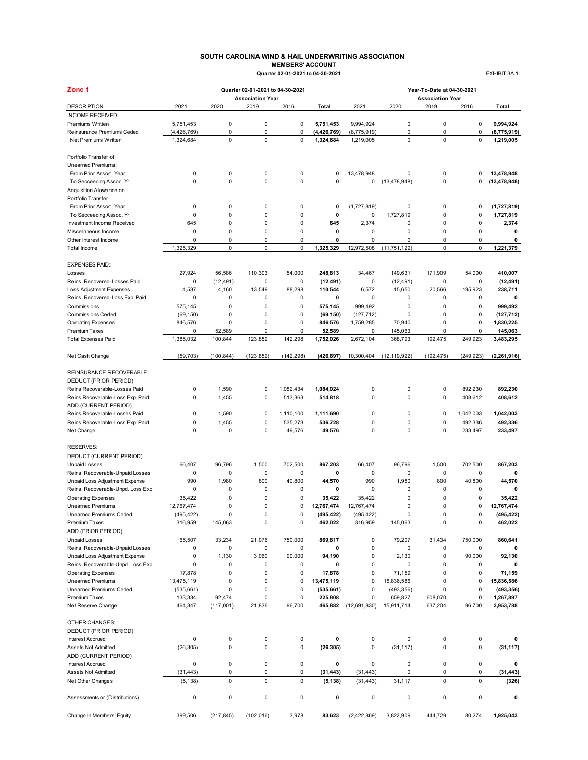# SOUTH CAROLINA WIND & HAIL UNDERWRITING ASSOCIATION

## MEMBERS' ACCOUNT

**Quarter 02-01-2021 to 04-30-2021**

EXHIBIT 3A 1

**Zone 1**

| | Quarter 02-01-2021 to 04-30-2021 | | | | | Year-To-Date at 04-30-2021 | | | | |
|---|---|---|---|---|---|---|---|---|---|---|
| | Association Year | | | | | Association Year | | | | |
| DESCRIPTION | 2021 | 2020 | 2019 | 2016 | Total | 2021 | 2020 | 2019 | 2016 | Total |
| INCOME RECEIVED: | | | | | | | | | | |
| Premiums Written | 5,751,453 | 0 | 0 | 0 | **5,751,453** | 9,994,924 | 0 | 0 | 0 | **9,994,924** |
| Reinsurance Premiums Ceded | (4,426,769) | 0 | 0 | 0 | **(4,426,769)** | (8,775,919) | 0 | 0 | 0 | **(8,775,919)** |
| Net Premiums Written | 1,324,684 | 0 | 0 | 0 | **1,324,684** | 1,219,005 | 0 | 0 | 0 | **1,219,005** |
| Portfolio Transfer of | | | | | | | | | | |
| Unearned Premiums: | | | | | | | | | | |
| From Prior Assoc. Year | 0 | 0 | 0 | 0 | **0** | 13,478,948 | 0 | 0 | 0 | **13,478,948** |
| To Secceeding Assoc. Yr. | 0 | 0 | 0 | 0 | **0** | 0 | (13,478,948) | 0 | 0 | **(13,478,948)** |
| Acquisition Allowance on | | | | | | | | | | |
| Portfolio Transfer | | | | | | | | | | |
| From Prior Assoc. Year | 0 | 0 | 0 | 0 | **0** | (1,727,819) | 0 | 0 | 0 | **(1,727,819)** |
| To Secceeding Assoc. Yr. | 0 | 0 | 0 | 0 | **0** | 0 | 1,727,819 | 0 | 0 | **1,727,819** |
| Investment Income Received | 645 | 0 | 0 | 0 | **645** | 2,374 | 0 | 0 | 0 | **2,374** |
| Miscellaneous Income | 0 | 0 | 0 | 0 | **0** | 0 | 0 | 0 | 0 | **0** |
| Other Interest Income | 0 | 0 | 0 | 0 | **0** | 0 | 0 | 0 | 0 | **0** |
| Total Income | 1,325,329 | 0 | 0 | 0 | **1,325,329** | 12,972,508 | (11,751,129) | 0 | 0 | **1,221,379** |
| EXPENSES PAID: | | | | | | | | | | |
| Losses | 27,924 | 56,586 | 110,303 | 54,000 | **248,813** | 34,467 | 149,631 | 171,909 | 54,000 | **410,007** |
| Reins. Recovered-Losses Paid | 0 | (12,491) | 0 | 0 | **(12,491)** | 0 | (12,491) | 0 | 0 | **(12,491)** |
| Loss Adjustment Expenses | 4,537 | 4,160 | 13,549 | 88,298 | **110,544** | 6,572 | 15,650 | 20,566 | 195,923 | **238,711** |
| Reins. Recovered-Loss Exp. Paid | 0 | 0 | 0 | 0 | **0** | 0 | 0 | 0 | 0 | **0** |
| Commissions | 575,145 | 0 | 0 | 0 | **575,145** | 999,492 | 0 | 0 | 0 | **999,492** |
| Commissions Ceded | (69,150) | 0 | 0 | 0 | **(69,150)** | (127,712) | 0 | 0 | 0 | **(127,712)** |
| Operating Expenses | 846,576 | 0 | 0 | 0 | **846,576** | 1,759,285 | 70,940 | 0 | 0 | **1,830,225** |
| Premium Taxes | 0 | 52,589 | 0 | 0 | **52,589** | 0 | 145,063 | 0 | 0 | **145,063** |
| Total Expenses Paid | 1,385,032 | 100,844 | 123,852 | 142,298 | **1,752,026** | 2,672,104 | 368,793 | 192,475 | 249,923 | **3,483,295** |
| Net Cash Change | (59,703) | (100,844) | (123,852) | (142,298) | **(426,697)** | 10,300,404 | (12,119,922) | (192,475) | (249,923) | **(2,261,916)** |
| REINSURANCE RECOVERABLE: | | | | | | | | | | |
| DEDUCT (PRIOR PERIOD) | | | | | | | | | | |
| Reins Recoverable-Losses Paid | 0 | 1,590 | 0 | 1,082,434 | **1,084,024** | 0 | 0 | 0 | 892,230 | **892,230** |
| Reins Recoverable-Loss Exp. Paid | 0 | 1,455 | 0 | 513,363 | **514,818** | 0 | 0 | 0 | 408,612 | **408,612** |
| ADD (CURRENT PERIOD) | | | | | | | | | | |
| Reins Recoverable-Losses Paid | 0 | 1,590 | 0 | 1,110,100 | **1,111,690** | 0 | 0 | 0 | 1,042,003 | **1,042,003** |
| Reins Recoverable-Loss Exp. Paid | 0 | 1,455 | 0 | 535,273 | **536,728** | 0 | 0 | 0 | 492,336 | **492,336** |
| Net Change | 0 | 0 | 0 | 49,576 | **49,576** | 0 | 0 | 0 | 233,497 | **233,497** |
| RESERVES: | | | | | | | | | | |
| DEDUCT (CURRENT PERIOD) | | | | | | | | | | |
| Unpaid Losses | 66,407 | 96,796 | 1,500 | 702,500 | **867,203** | 66,407 | 96,796 | 1,500 | 702,500 | **867,203** |
| Reins. Recoverable-Unpaid Losses | 0 | 0 | 0 | 0 | **0** | 0 | 0 | 0 | 0 | **0** |
| Unpaid Loss Adjustment Expense | 990 | 1,980 | 800 | 40,800 | **44,570** | 990 | 1,980 | 800 | 40,800 | **44,570** |
| Reins. Recoverable-Unpd. Loss Exp. | 0 | 0 | 0 | 0 | **0** | 0 | 0 | 0 | 0 | **0** |
| Operating Expenses | 35,422 | 0 | 0 | 0 | **35,422** | 35,422 | 0 | 0 | 0 | **35,422** |
| Unearned Premiums | 12,767,474 | 0 | 0 | 0 | **12,767,474** | 12,767,474 | 0 | 0 | 0 | **12,767,474** |
| Unearned Premiums Ceded | (495,422) | 0 | 0 | 0 | **(495,422)** | (495,422) | 0 | 0 | 0 | **(495,422)** |
| Premium Taxes | 316,959 | 145,063 | 0 | 0 | **462,022** | 316,959 | 145,063 | 0 | 0 | **462,022** |
| ADD (PRIOR PERIOD) | | | | | | | | | | |
| Unpaid Losses | 65,507 | 33,234 | 21,076 | 750,000 | **869,817** | 0 | 79,207 | 31,434 | 750,000 | **860,641** |
| Reins. Recoverable-Unpaid Losses | 0 | 0 | 0 | 0 | **0** | 0 | 0 | 0 | 0 | **0** |
| Unpaid Loss Adjustment Expense | 0 | 1,130 | 3,060 | 90,000 | **94,190** | 0 | 2,130 | 0 | 90,000 | **92,130** |
| Reins. Recoverable-Unpd. Loss Exp. | 0 | 0 | 0 | 0 | **0** | 0 | 0 | 0 | 0 | **0** |
| Operating Expenses | 17,878 | 0 | 0 | 0 | **17,878** | 0 | 71,159 | 0 | 0 | **71,159** |
| Unearned Premiums | 13,475,119 | 0 | 0 | 0 | **13,475,119** | 0 | 15,836,586 | 0 | 0 | **15,836,586** |
| Unearned Premiums Ceded | (535,661) | 0 | 0 | 0 | **(535,661)** | 0 | (493,356) | 0 | 0 | **(493,356)** |
| Premium Taxes | 133,334 | 92,474 | 0 | 0 | **225,808** | 0 | 659,827 | 608,070 | 0 | **1,267,897** |
| Net Reserve Change | 464,347 | (117,001) | 21,836 | 96,700 | **465,882** | (12,691,830) | 15,911,714 | 637,204 | 96,700 | **3,953,788** |
| OTHER CHANGES: | | | | | | | | | | |
| DEDUCT (PRIOR PERIOD) | | | | | | | | | | |
| Interest Accrued | 0 | 0 | 0 | 0 | **0** | 0 | 0 | 0 | 0 | **0** |
| Assets Not Admitted | (26,305) | 0 | 0 | 0 | **(26,305)** | 0 | (31,117) | 0 | 0 | **(31,117)** |
| ADD (CURRENT PERIOD) | | | | | | | | | | |
| Interest Accrued | 0 | 0 | 0 | 0 | **0** | 0 | 0 | 0 | 0 | **0** |
| Assets Not Admitted | (31,443) | 0 | 0 | 0 | **(31,443)** | (31,443) | 0 | 0 | 0 | **(31,443)** |
| Net Other Changes | (5,138) | 0 | 0 | 0 | **(5,138)** | (31,443) | 31,117 | 0 | 0 | **(326)** |
| Assessments or (Distributions) | 0 | 0 | 0 | 0 | **0** | 0 | 0 | 0 | 0 | **0** |
| Change In Members' Equity | 399,506 | (217,845) | (102,016) | 3,978 | **83,623** | (2,422,869) | 3,822,909 | 444,729 | 80,274 | **1,925,043** |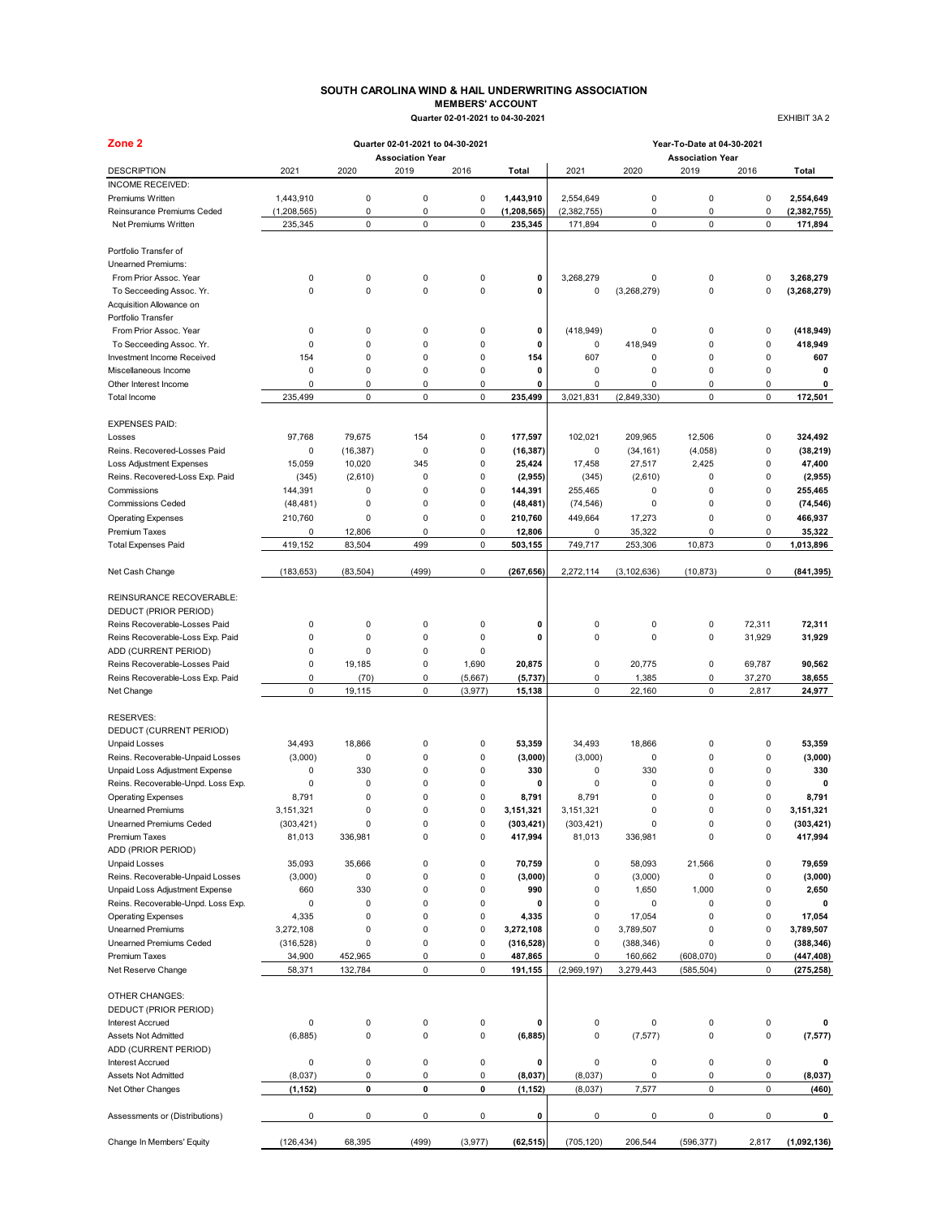# SOUTH CAROLINA WIND & HAIL UNDERWRITING ASSOCIATION

## MEMBERS' ACCOUNT

**Quarter 02-01-2021 to 04-30-2021**

EXHIBIT 3A 2

## Zone 2

| DESCRIPTION | Quarter 02-01-2021 to 04-30-2021 Association Year 2021 | 2020 | 2019 | 2016 | Total | Year-To-Date at 04-30-2021 Association Year 2021 | 2020 | 2019 | 2016 | Total |
|---|---|---|---|---|---|---|---|---|---|---|
| INCOME RECEIVED: | | | | | | | | | | |
| Premiums Written | 1,443,910 | 0 | 0 | 0 | **1,443,910** | 2,554,649 | 0 | 0 | 0 | **2,554,649** |
| Reinsurance Premiums Ceded | (1,208,565) | 0 | 0 | 0 | **(1,208,565)** | (2,382,755) | 0 | 0 | 0 | **(2,382,755)** |
| Net Premiums Written | 235,345 | 0 | 0 | 0 | **235,345** | 171,894 | 0 | 0 | 0 | **171,894** |
| Portfolio Transfer of Unearned Premiums: | | | | | | | | | | |
| From Prior Assoc. Year | 0 | 0 | 0 | 0 | **0** | 3,268,279 | 0 | 0 | 0 | **3,268,279** |
| To Secceeding Assoc. Yr. | 0 | 0 | 0 | 0 | **0** | 0 | (3,268,279) | 0 | 0 | **(3,268,279)** |
| Acquisition Allowance on Portfolio Transfer | | | | | | | | | | |
| From Prior Assoc. Year | 0 | 0 | 0 | 0 | **0** | (418,949) | 0 | 0 | 0 | **(418,949)** |
| To Secceeding Assoc. Yr. | 0 | 0 | 0 | 0 | **0** | 0 | 418,949 | 0 | 0 | **418,949** |
| Investment Income Received | 154 | 0 | 0 | 0 | **154** | 607 | 0 | 0 | 0 | **607** |
| Miscellaneous Income | 0 | 0 | 0 | 0 | **0** | 0 | 0 | 0 | 0 | **0** |
| Other Interest Income | 0 | 0 | 0 | 0 | **0** | 0 | 0 | 0 | 0 | **0** |
| Total Income | 235,499 | 0 | 0 | 0 | **235,499** | 3,021,831 | (2,849,330) | 0 | 0 | **172,501** |
| EXPENSES PAID: | | | | | | | | | | |
| Losses | 97,768 | 79,675 | 154 | 0 | **177,597** | 102,021 | 209,965 | 12,506 | 0 | **324,492** |
| Reins. Recovered-Losses Paid | 0 | (16,387) | 0 | 0 | **(16,387)** | 0 | (34,161) | (4,058) | 0 | **(38,219)** |
| Loss Adjustment Expenses | 15,059 | 10,020 | 345 | 0 | **25,424** | 17,458 | 27,517 | 2,425 | 0 | **47,400** |
| Reins. Recovered-Loss Exp. Paid | (345) | (2,610) | 0 | 0 | **(2,955)** | (345) | (2,610) | 0 | 0 | **(2,955)** |
| Commissions | 144,391 | 0 | 0 | 0 | **144,391** | 255,465 | 0 | 0 | 0 | **255,465** |
| Commissions Ceded | (48,481) | 0 | 0 | 0 | **(48,481)** | (74,546) | 0 | 0 | 0 | **(74,546)** |
| Operating Expenses | 210,760 | 0 | 0 | 0 | **210,760** | 449,664 | 17,273 | 0 | 0 | **466,937** |
| Premium Taxes | 0 | 12,806 | 0 | 0 | **12,806** | 0 | 35,322 | 0 | 0 | **35,322** |
| Total Expenses Paid | 419,152 | 83,504 | 499 | 0 | **503,155** | 749,717 | 253,306 | 10,873 | 0 | **1,013,896** |
| Net Cash Change | (183,653) | (83,504) | (499) | 0 | **(267,656)** | 2,272,114 | (3,102,636) | (10,873) | 0 | **(841,395)** |
| REINSURANCE RECOVERABLE: | | | | | | | | | | |
| DEDUCT (PRIOR PERIOD) | | | | | | | | | | |
| Reins Recoverable-Losses Paid | 0 | 0 | 0 | 0 | **0** | 0 | 0 | 0 | 72,311 | **72,311** |
| Reins Recoverable-Loss Exp. Paid | 0 | 0 | 0 | 0 | **0** | 0 | 0 | 0 | 31,929 | **31,929** |
| ADD (CURRENT PERIOD) | 0 | 0 | 0 | 0 | | | | | | |
| Reins Recoverable-Losses Paid | 0 | 19,185 | 0 | 1,690 | **20,875** | 0 | 20,775 | 0 | 69,787 | **90,562** |
| Reins Recoverable-Loss Exp. Paid | 0 | (70) | 0 | (5,667) | **(5,737)** | 0 | 1,385 | 0 | 37,270 | **38,655** |
| Net Change | 0 | 19,115 | 0 | (3,977) | **15,138** | 0 | 22,160 | 0 | 2,817 | **24,977** |
| RESERVES: | | | | | | | | | | |
| DEDUCT (CURRENT PERIOD) | | | | | | | | | | |
| Unpaid Losses | 34,493 | 18,866 | 0 | 0 | **53,359** | 34,493 | 18,866 | 0 | 0 | **53,359** |
| Reins. Recoverable-Unpaid Losses | (3,000) | 0 | 0 | 0 | **(3,000)** | (3,000) | 0 | 0 | 0 | **(3,000)** |
| Unpaid Loss Adjustment Expense | 0 | 330 | 0 | 0 | **330** | 0 | 330 | 0 | 0 | **330** |
| Reins. Recoverable-Unpd. Loss Exp. | 0 | 0 | 0 | 0 | **0** | 0 | 0 | 0 | 0 | **0** |
| Operating Expenses | 8,791 | 0 | 0 | 0 | **8,791** | 8,791 | 0 | 0 | 0 | **8,791** |
| Unearned Premiums | 3,151,321 | 0 | 0 | 0 | **3,151,321** | 3,151,321 | 0 | 0 | 0 | **3,151,321** |
| Unearned Premiums Ceded | (303,421) | 0 | 0 | 0 | **(303,421)** | (303,421) | 0 | 0 | 0 | **(303,421)** |
| Premium Taxes | 81,013 | 336,981 | 0 | 0 | **417,994** | 81,013 | 336,981 | 0 | 0 | **417,994** |
| ADD (PRIOR PERIOD) | | | | | | | | | | |
| Unpaid Losses | 35,093 | 35,666 | 0 | 0 | **70,759** | 0 | 58,093 | 21,566 | 0 | **79,659** |
| Reins. Recoverable-Unpaid Losses | (3,000) | 0 | 0 | 0 | **(3,000)** | 0 | (3,000) | 0 | 0 | **(3,000)** |
| Unpaid Loss Adjustment Expense | 660 | 330 | 0 | 0 | **990** | 0 | 1,650 | 1,000 | 0 | **2,650** |
| Reins. Recoverable-Unpd. Loss Exp. | 0 | 0 | 0 | 0 | **0** | 0 | 0 | 0 | 0 | **0** |
| Operating Expenses | 4,335 | 0 | 0 | 0 | **4,335** | 0 | 17,054 | 0 | 0 | **17,054** |
| Unearned Premiums | 3,272,108 | 0 | 0 | 0 | **3,272,108** | 0 | 3,789,507 | 0 | 0 | **3,789,507** |
| Unearned Premiums Ceded | (316,528) | 0 | 0 | 0 | **(316,528)** | 0 | (388,346) | 0 | 0 | **(388,346)** |
| Premium Taxes | 34,900 | 452,965 | 0 | 0 | **487,865** | 0 | 160,662 | (608,070) | 0 | **(447,408)** |
| Net Reserve Change | 58,371 | 132,784 | 0 | 0 | **191,155** | (2,969,197) | 3,279,443 | (585,504) | 0 | **(275,258)** |
| OTHER CHANGES: | | | | | | | | | | |
| DEDUCT (PRIOR PERIOD) | | | | | | | | | | |
| Interest Accrued | 0 | 0 | 0 | 0 | **0** | 0 | 0 | 0 | 0 | **0** |
| Assets Not Admitted | (6,885) | 0 | 0 | 0 | **(6,885)** | 0 | (7,577) | 0 | 0 | **(7,577)** |
| ADD (CURRENT PERIOD) | | | | | | | | | | |
| Interest Accrued | 0 | 0 | 0 | 0 | **0** | 0 | 0 | 0 | 0 | **0** |
| Assets Not Admitted | (8,037) | 0 | 0 | 0 | **(8,037)** | (8,037) | 0 | 0 | 0 | **(8,037)** |
| Net Other Changes | **(1,152)** | **0** | **0** | **0** | **(1,152)** | (8,037) | 7,577 | 0 | 0 | **(460)** |
| Assessments or (Distributions) | 0 | 0 | 0 | 0 | **0** | 0 | 0 | 0 | 0 | **0** |
| Change In Members' Equity | (126,434) | 68,395 | (499) | (3,977) | **(62,515)** | (705,120) | 206,544 | (596,377) | 2,817 | **(1,092,136)** |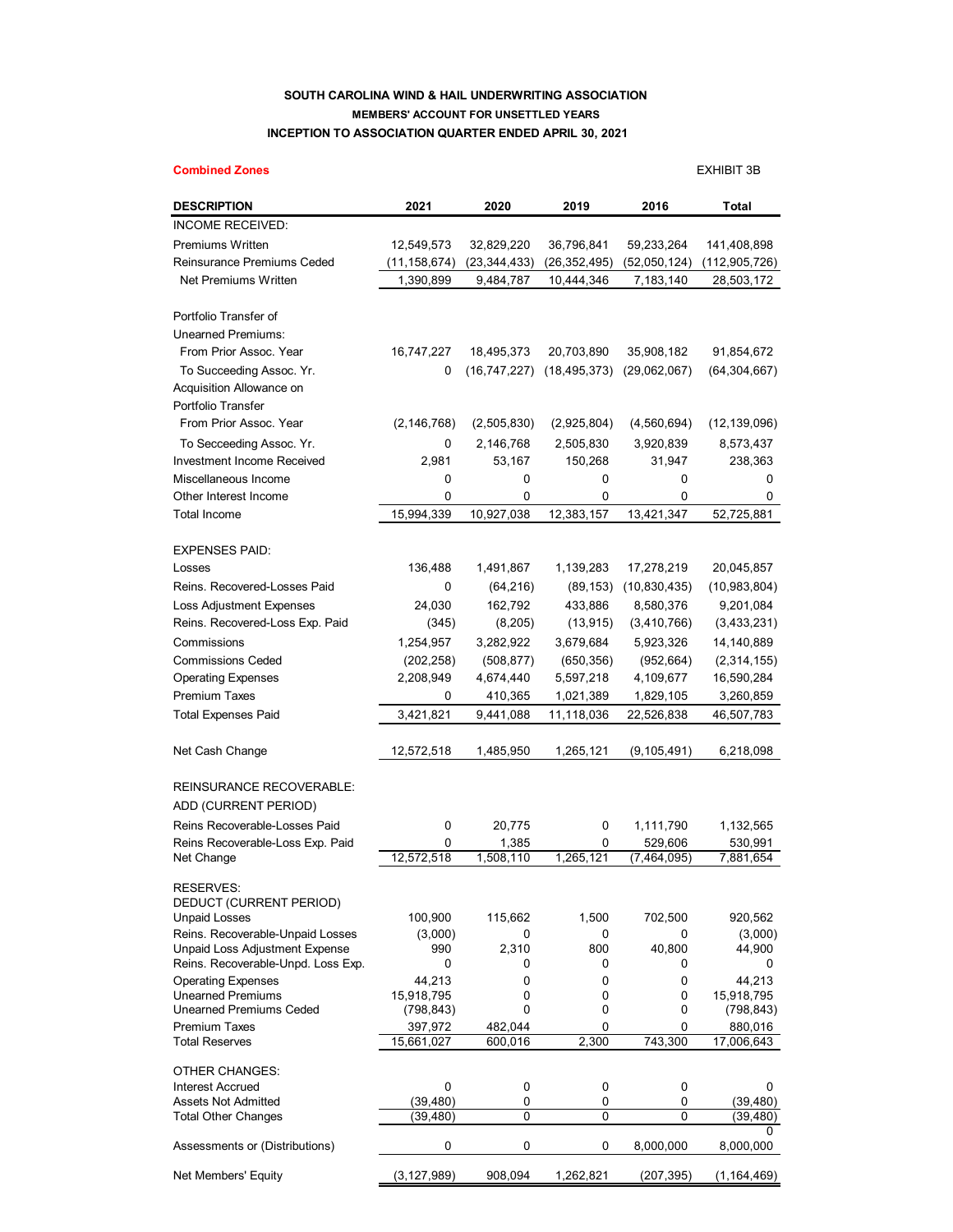**SOUTH CAROLINA WIND & HAIL UNDERWRITING ASSOCIATION**

**MEMBERS' ACCOUNT FOR UNSETTLED YEARS**

**INCEPTION TO ASSOCIATION QUARTER ENDED APRIL 30, 2021**

**Combined Zones**

EXHIBIT 3B

| DESCRIPTION | 2021 | 2020 | 2019 | 2016 | Total |
|---|---|---|---|---|---|
| INCOME RECEIVED: | | | | | |
| Premiums Written | 12,549,573 | 32,829,220 | 36,796,841 | 59,233,264 | 141,408,898 |
| Reinsurance Premiums Ceded | (11,158,674) | (23,344,433) | (26,352,495) | (52,050,124) | (112,905,726) |
| Net Premiums Written | 1,390,899 | 9,484,787 | 10,444,346 | 7,183,140 | 28,503,172 |
| Portfolio Transfer of Unearned Premiums: | | | | | |
| From Prior Assoc. Year | 16,747,227 | 18,495,373 | 20,703,890 | 35,908,182 | 91,854,672 |
| To Succeeding Assoc. Yr. | 0 | (16,747,227) | (18,495,373) | (29,062,067) | (64,304,667) |
| Acquisition Allowance on Portfolio Transfer | | | | | |
| From Prior Assoc. Year | (2,146,768) | (2,505,830) | (2,925,804) | (4,560,694) | (12,139,096) |
| To Secceeding Assoc. Yr. | 0 | 2,146,768 | 2,505,830 | 3,920,839 | 8,573,437 |
| Investment Income Received | 2,981 | 53,167 | 150,268 | 31,947 | 238,363 |
| Miscellaneous Income | 0 | 0 | 0 | 0 | 0 |
| Other Interest Income | 0 | 0 | 0 | 0 | 0 |
| Total Income | 15,994,339 | 10,927,038 | 12,383,157 | 13,421,347 | 52,725,881 |
| EXPENSES PAID: | | | | | |
| Losses | 136,488 | 1,491,867 | 1,139,283 | 17,278,219 | 20,045,857 |
| Reins. Recovered-Losses Paid | 0 | (64,216) | (89,153) | (10,830,435) | (10,983,804) |
| Loss Adjustment Expenses | 24,030 | 162,792 | 433,886 | 8,580,376 | 9,201,084 |
| Reins. Recovered-Loss Exp. Paid | (345) | (8,205) | (13,915) | (3,410,766) | (3,433,231) |
| Commissions | 1,254,957 | 3,282,922 | 3,679,684 | 5,923,326 | 14,140,889 |
| Commissions Ceded | (202,258) | (508,877) | (650,356) | (952,664) | (2,314,155) |
| Operating Expenses | 2,208,949 | 4,674,440 | 5,597,218 | 4,109,677 | 16,590,284 |
| Premium Taxes | 0 | 410,365 | 1,021,389 | 1,829,105 | 3,260,859 |
| Total Expenses Paid | 3,421,821 | 9,441,088 | 11,118,036 | 22,526,838 | 46,507,783 |
| Net Cash Change | 12,572,518 | 1,485,950 | 1,265,121 | (9,105,491) | 6,218,098 |
| REINSURANCE RECOVERABLE: | | | | | |
| ADD (CURRENT PERIOD) | | | | | |
| Reins Recoverable-Losses Paid | 0 | 20,775 | 0 | 1,111,790 | 1,132,565 |
| Reins Recoverable-Loss Exp. Paid | 0 | 1,385 | 0 | 529,606 | 530,991 |
| Net Change | 12,572,518 | 1,508,110 | 1,265,121 | (7,464,095) | 7,881,654 |
| RESERVES: | | | | | |
| DEDUCT (CURRENT PERIOD) | | | | | |
| Unpaid Losses | 100,900 | 115,662 | 1,500 | 702,500 | 920,562 |
| Reins. Recoverable-Unpaid Losses | (3,000) | 0 | 0 | 0 | (3,000) |
| Unpaid Loss Adjustment Expense | 990 | 2,310 | 800 | 40,800 | 44,900 |
| Reins. Recoverable-Unpd. Loss Exp. | 0 | 0 | 0 | 0 | 0 |
| Operating Expenses | 44,213 | 0 | 0 | 0 | 44,213 |
| Unearned Premiums | 15,918,795 | 0 | 0 | 0 | 15,918,795 |
| Unearned Premiums Ceded | (798,843) | 0 | 0 | 0 | (798,843) |
| Premium Taxes | 397,972 | 482,044 | 0 | 0 | 880,016 |
| Total Reserves | 15,661,027 | 600,016 | 2,300 | 743,300 | 17,006,643 |
| OTHER CHANGES: | | | | | |
| Interest Accrued | 0 | 0 | 0 | 0 | 0 |
| Assets Not Admitted | (39,480) | 0 | 0 | 0 | (39,480) |
| Total Other Changes | (39,480) | 0 | 0 | 0 | (39,480) |
| | | | | | 0 |
| Assessments or (Distributions) | 0 | 0 | 0 | 8,000,000 | 8,000,000 |
| Net Members' Equity | (3,127,989) | 908,094 | 1,262,821 | (207,395) | (1,164,469) |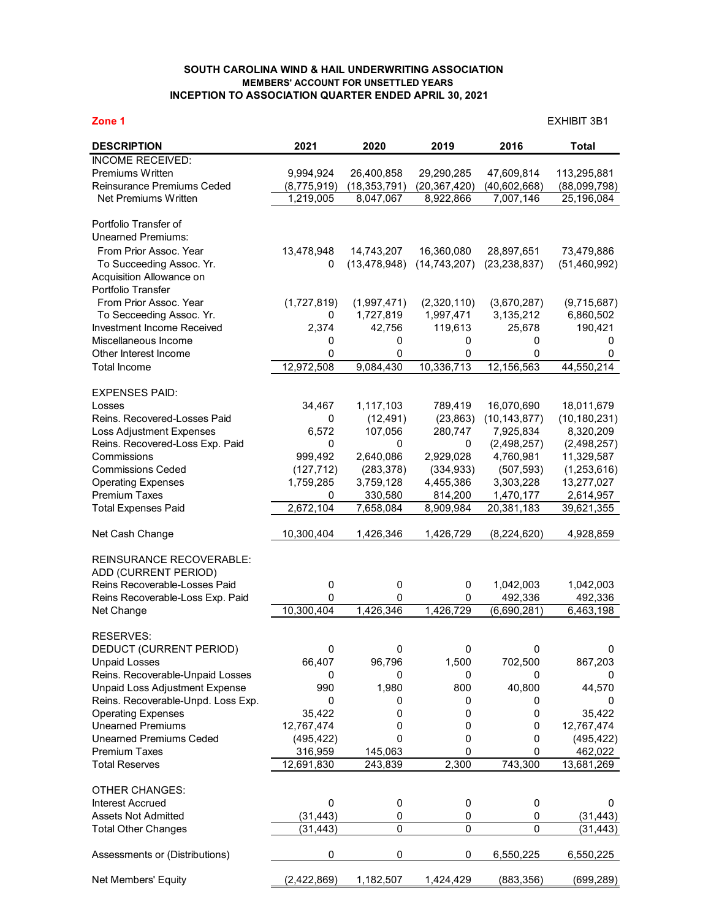**SOUTH CAROLINA WIND & HAIL UNDERWRITING ASSOCIATION**

**MEMBERS' ACCOUNT FOR UNSETTLED YEARS**

**INCEPTION TO ASSOCIATION QUARTER ENDED APRIL 30, 2021**

**Zone 1**

EXHIBIT 3B1

| DESCRIPTION | 2021 | 2020 | 2019 | 2016 | Total |
|---|---|---|---|---|---|
| INCOME RECEIVED: | | | | | |
| Premiums Written | 9,994,924 | 26,400,858 | 29,290,285 | 47,609,814 | 113,295,881 |
| Reinsurance Premiums Ceded | (8,775,919) | (18,353,791) | (20,367,420) | (40,602,668) | (88,099,798) |
| Net Premiums Written | 1,219,005 | 8,047,067 | 8,922,866 | 7,007,146 | 25,196,084 |
| Portfolio Transfer of Unearned Premiums: | | | | | |
| From Prior Assoc. Year | 13,478,948 | 14,743,207 | 16,360,080 | 28,897,651 | 73,479,886 |
| To Succeeding Assoc. Yr. | 0 | (13,478,948) | (14,743,207) | (23,238,837) | (51,460,992) |
| Acquisition Allowance on Portfolio Transfer | | | | | |
| From Prior Assoc. Year | (1,727,819) | (1,997,471) | (2,320,110) | (3,670,287) | (9,715,687) |
| To Secceeding Assoc. Yr. | 0 | 1,727,819 | 1,997,471 | 3,135,212 | 6,860,502 |
| Investment Income Received | 2,374 | 42,756 | 119,613 | 25,678 | 190,421 |
| Miscellaneous Income | 0 | 0 | 0 | 0 | 0 |
| Other Interest Income | 0 | 0 | 0 | 0 | 0 |
| Total Income | 12,972,508 | 9,084,430 | 10,336,713 | 12,156,563 | 44,550,214 |
| EXPENSES PAID: | | | | | |
| Losses | 34,467 | 1,117,103 | 789,419 | 16,070,690 | 18,011,679 |
| Reins. Recovered-Losses Paid | 0 | (12,491) | (23,863) | (10,143,877) | (10,180,231) |
| Loss Adjustment Expenses | 6,572 | 107,056 | 280,747 | 7,925,834 | 8,320,209 |
| Reins. Recovered-Loss Exp. Paid | 0 | 0 | 0 | (2,498,257) | (2,498,257) |
| Commissions | 999,492 | 2,640,086 | 2,929,028 | 4,760,981 | 11,329,587 |
| Commissions Ceded | (127,712) | (283,378) | (334,933) | (507,593) | (1,253,616) |
| Operating Expenses | 1,759,285 | 3,759,128 | 4,455,386 | 3,303,228 | 13,277,027 |
| Premium Taxes | 0 | 330,580 | 814,200 | 1,470,177 | 2,614,957 |
| Total Expenses Paid | 2,672,104 | 7,658,084 | 8,909,984 | 20,381,183 | 39,621,355 |
| Net Cash Change | 10,300,404 | 1,426,346 | 1,426,729 | (8,224,620) | 4,928,859 |
| REINSURANCE RECOVERABLE: | | | | | |
| ADD (CURRENT PERIOD) | | | | | |
| Reins Recoverable-Losses Paid | 0 | 0 | 0 | 1,042,003 | 1,042,003 |
| Reins Recoverable-Loss Exp. Paid | 0 | 0 | 0 | 492,336 | 492,336 |
| Net Change | 10,300,404 | 1,426,346 | 1,426,729 | (6,690,281) | 6,463,198 |
| RESERVES: | | | | | |
| DEDUCT (CURRENT PERIOD) | 0 | 0 | 0 | 0 | 0 |
| Unpaid Losses | 66,407 | 96,796 | 1,500 | 702,500 | 867,203 |
| Reins. Recoverable-Unpaid Losses | 0 | 0 | 0 | 0 | 0 |
| Unpaid Loss Adjustment Expense | 990 | 1,980 | 800 | 40,800 | 44,570 |
| Reins. Recoverable-Unpd. Loss Exp. | 0 | 0 | 0 | 0 | 0 |
| Operating Expenses | 35,422 | 0 | 0 | 0 | 35,422 |
| Unearned Premiums | 12,767,474 | 0 | 0 | 0 | 12,767,474 |
| Unearned Premiums Ceded | (495,422) | 0 | 0 | 0 | (495,422) |
| Premium Taxes | 316,959 | 145,063 | 0 | 0 | 462,022 |
| Total Reserves | 12,691,830 | 243,839 | 2,300 | 743,300 | 13,681,269 |
| OTHER CHANGES: | | | | | |
| Interest Accrued | 0 | 0 | 0 | 0 | 0 |
| Assets Not Admitted | (31,443) | 0 | 0 | 0 | (31,443) |
| Total Other Changes | (31,443) | 0 | 0 | 0 | (31,443) |
| Assessments or (Distributions) | 0 | 0 | 0 | 6,550,225 | 6,550,225 |
| Net Members' Equity | (2,422,869) | 1,182,507 | 1,424,429 | (883,356) | (699,289) |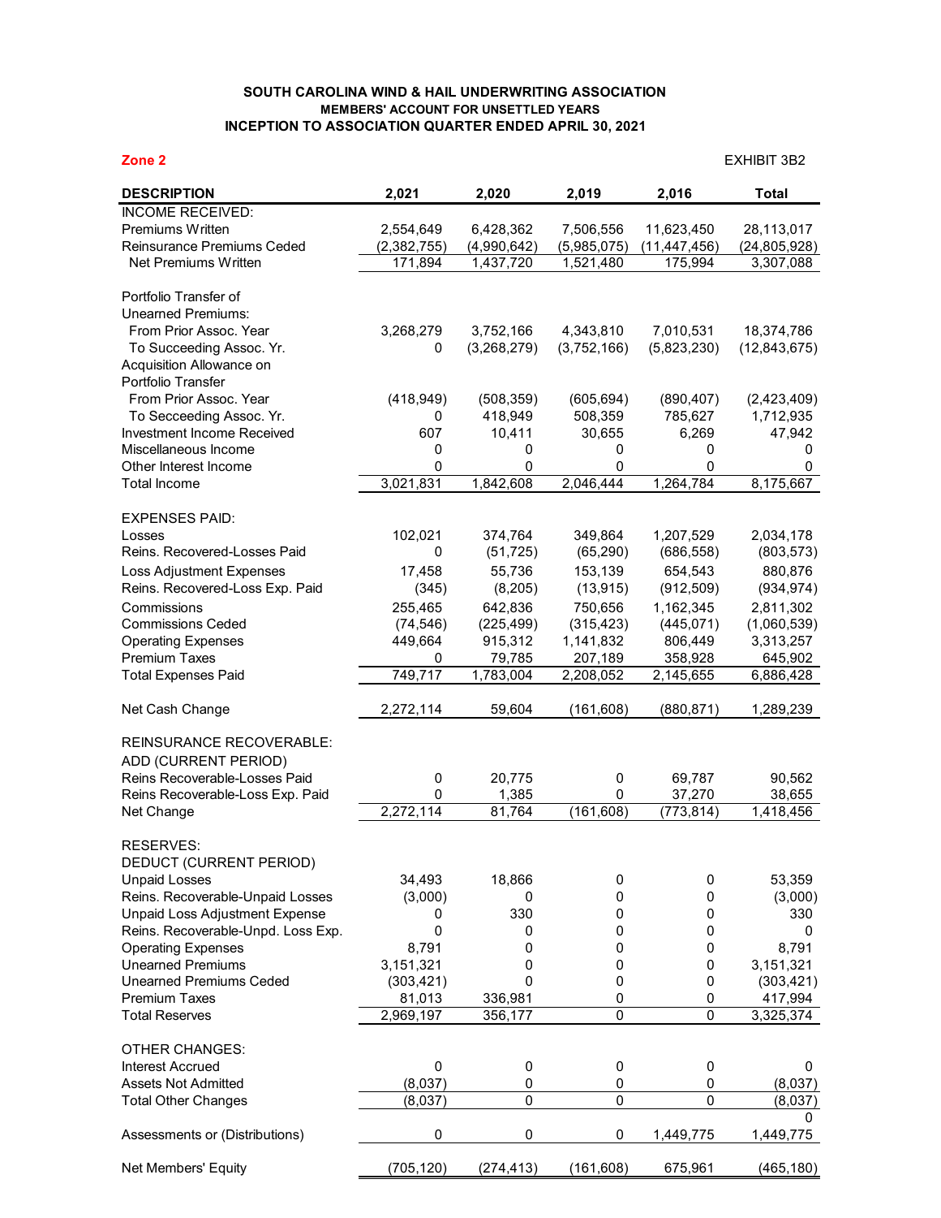# SOUTH CAROLINA WIND & HAIL UNDERWRITING ASSOCIATION
## MEMBERS' ACCOUNT FOR UNSETTLED YEARS
## INCEPTION TO ASSOCIATION QUARTER ENDED APRIL 30, 2021

**Zone 2** EXHIBIT 3B2

| DESCRIPTION | 2,021 | 2,020 | 2,019 | 2,016 | Total |
|---|---|---|---|---|---|
| INCOME RECEIVED: | | | | | |
| Premiums Written | 2,554,649 | 6,428,362 | 7,506,556 | 11,623,450 | 28,113,017 |
| Reinsurance Premiums Ceded | (2,382,755) | (4,990,642) | (5,985,075) | (11,447,456) | (24,805,928) |
| Net Premiums Written | 171,894 | 1,437,720 | 1,521,480 | 175,994 | 3,307,088 |
| | | | | | |
| Portfolio Transfer of | | | | | |
| Unearned Premiums: | | | | | |
| From Prior Assoc. Year | 3,268,279 | 3,752,166 | 4,343,810 | 7,010,531 | 18,374,786 |
| To Succeeding Assoc. Yr. | 0 | (3,268,279) | (3,752,166) | (5,823,230) | (12,843,675) |
| Acquisition Allowance on | | | | | |
| Portfolio Transfer | | | | | |
| From Prior Assoc. Year | (418,949) | (508,359) | (605,694) | (890,407) | (2,423,409) |
| To Secceeding Assoc. Yr. | 0 | 418,949 | 508,359 | 785,627 | 1,712,935 |
| Investment Income Received | 607 | 10,411 | 30,655 | 6,269 | 47,942 |
| Miscellaneous Income | 0 | 0 | 0 | 0 | 0 |
| Other Interest Income | 0 | 0 | 0 | 0 | 0 |
| Total Income | 3,021,831 | 1,842,608 | 2,046,444 | 1,264,784 | 8,175,667 |
| | | | | | |
| EXPENSES PAID: | | | | | |
| Losses | 102,021 | 374,764 | 349,864 | 1,207,529 | 2,034,178 |
| Reins. Recovered-Losses Paid | 0 | (51,725) | (65,290) | (686,558) | (803,573) |
| Loss Adjustment Expenses | 17,458 | 55,736 | 153,139 | 654,543 | 880,876 |
| Reins. Recovered-Loss Exp. Paid | (345) | (8,205) | (13,915) | (912,509) | (934,974) |
| Commissions | 255,465 | 642,836 | 750,656 | 1,162,345 | 2,811,302 |
| Commissions Ceded | (74,546) | (225,499) | (315,423) | (445,071) | (1,060,539) |
| Operating Expenses | 449,664 | 915,312 | 1,141,832 | 806,449 | 3,313,257 |
| Premium Taxes | 0 | 79,785 | 207,189 | 358,928 | 645,902 |
| Total Expenses Paid | 749,717 | 1,783,004 | 2,208,052 | 2,145,655 | 6,886,428 |
| | | | | | |
| Net Cash Change | 2,272,114 | 59,604 | (161,608) | (880,871) | 1,289,239 |
| | | | | | |
| REINSURANCE RECOVERABLE: | | | | | |
| ADD (CURRENT PERIOD) | | | | | |
| Reins Recoverable-Losses Paid | 0 | 20,775 | 0 | 69,787 | 90,562 |
| Reins Recoverable-Loss Exp. Paid | 0 | 1,385 | 0 | 37,270 | 38,655 |
| Net Change | 2,272,114 | 81,764 | (161,608) | (773,814) | 1,418,456 |
| | | | | | |
| RESERVES: | | | | | |
| DEDUCT (CURRENT PERIOD) | | | | | |
| Unpaid Losses | 34,493 | 18,866 | 0 | 0 | 53,359 |
| Reins. Recoverable-Unpaid Losses | (3,000) | 0 | 0 | 0 | (3,000) |
| Unpaid Loss Adjustment Expense | 0 | 330 | 0 | 0 | 330 |
| Reins. Recoverable-Unpd. Loss Exp. | 0 | 0 | 0 | 0 | 0 |
| Operating Expenses | 8,791 | 0 | 0 | 0 | 8,791 |
| Unearned Premiums | 3,151,321 | 0 | 0 | 0 | 3,151,321 |
| Unearned Premiums Ceded | (303,421) | 0 | 0 | 0 | (303,421) |
| Premium Taxes | 81,013 | 336,981 | 0 | 0 | 417,994 |
| Total Reserves | 2,969,197 | 356,177 | 0 | 0 | 3,325,374 |
| | | | | | |
| OTHER CHANGES: | | | | | |
| Interest Accrued | 0 | 0 | 0 | 0 | 0 |
| Assets Not Admitted | (8,037) | 0 | 0 | 0 | (8,037) |
| Total Other Changes | (8,037) | 0 | 0 | 0 | (8,037) |
| | | | | | 0 |
| Assessments or (Distributions) | 0 | 0 | 0 | 1,449,775 | 1,449,775 |
| | | | | | |
| Net Members' Equity | (705,120) | (274,413) | (161,608) | 675,961 | (465,180) |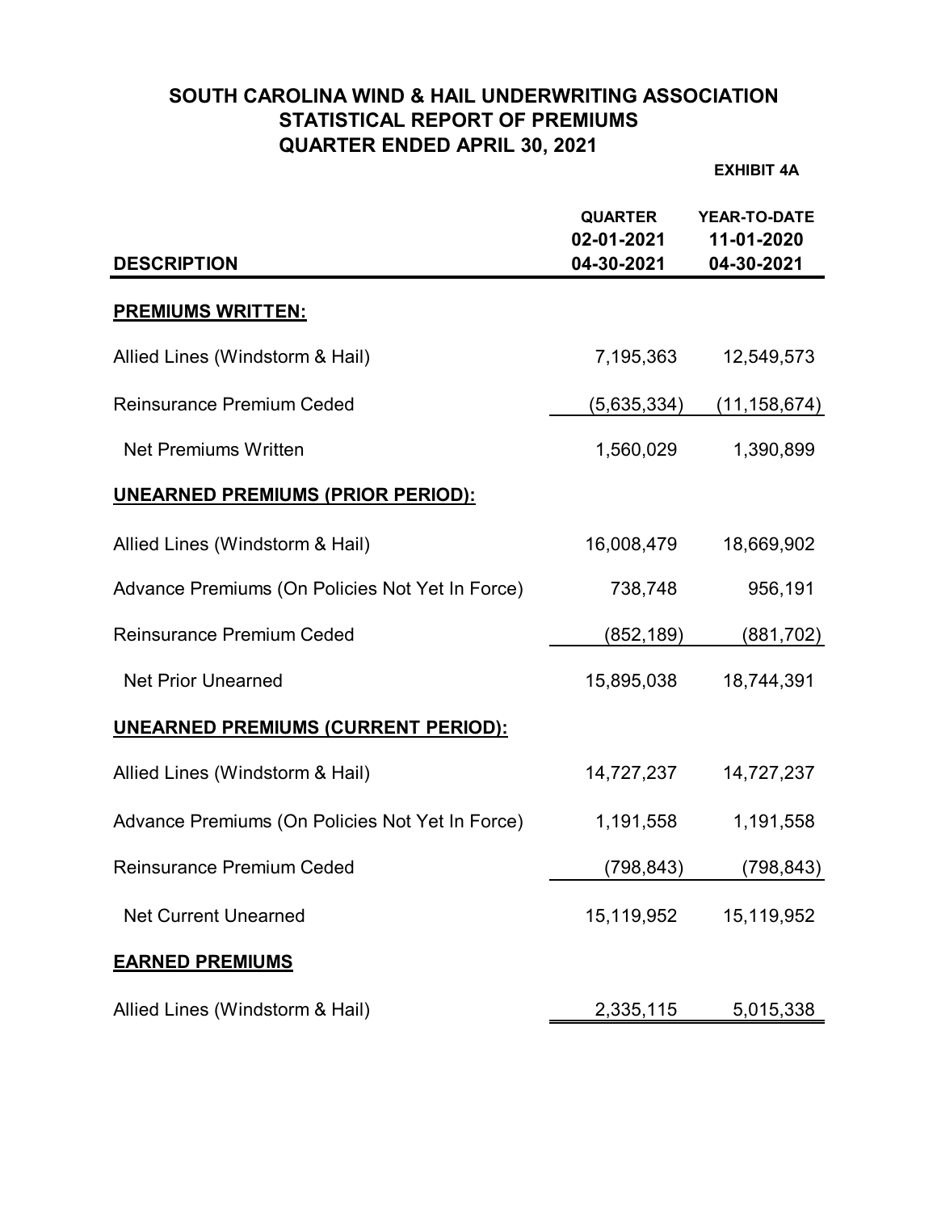# SOUTH CAROLINA WIND & HAIL UNDERWRITING ASSOCIATION
## STATISTICAL REPORT OF PREMIUMS
## QUARTER ENDED APRIL 30, 2021

**EXHIBIT 4A**

| DESCRIPTION | QUARTER 02-01-2021 04-30-2021 | YEAR-TO-DATE 11-01-2020 04-30-2021 |
|---|---|---|
| **PREMIUMS WRITTEN:** | | |
| Allied Lines (Windstorm & Hail) | 7,195,363 | 12,549,573 |
| Reinsurance Premium Ceded | (5,635,334) | (11,158,674) |
| Net Premiums Written | 1,560,029 | 1,390,899 |
| **UNEARNED PREMIUMS (PRIOR PERIOD):** | | |
| Allied Lines (Windstorm & Hail) | 16,008,479 | 18,669,902 |
| Advance Premiums (On Policies Not Yet In Force) | 738,748 | 956,191 |
| Reinsurance Premium Ceded | (852,189) | (881,702) |
| Net Prior Unearned | 15,895,038 | 18,744,391 |
| **UNEARNED PREMIUMS (CURRENT PERIOD):** | | |
| Allied Lines (Windstorm & Hail) | 14,727,237 | 14,727,237 |
| Advance Premiums (On Policies Not Yet In Force) | 1,191,558 | 1,191,558 |
| Reinsurance Premium Ceded | (798,843) | (798,843) |
| Net Current Unearned | 15,119,952 | 15,119,952 |
| **EARNED PREMIUMS** | | |
| Allied Lines (Windstorm & Hail) | 2,335,115 | 5,015,338 |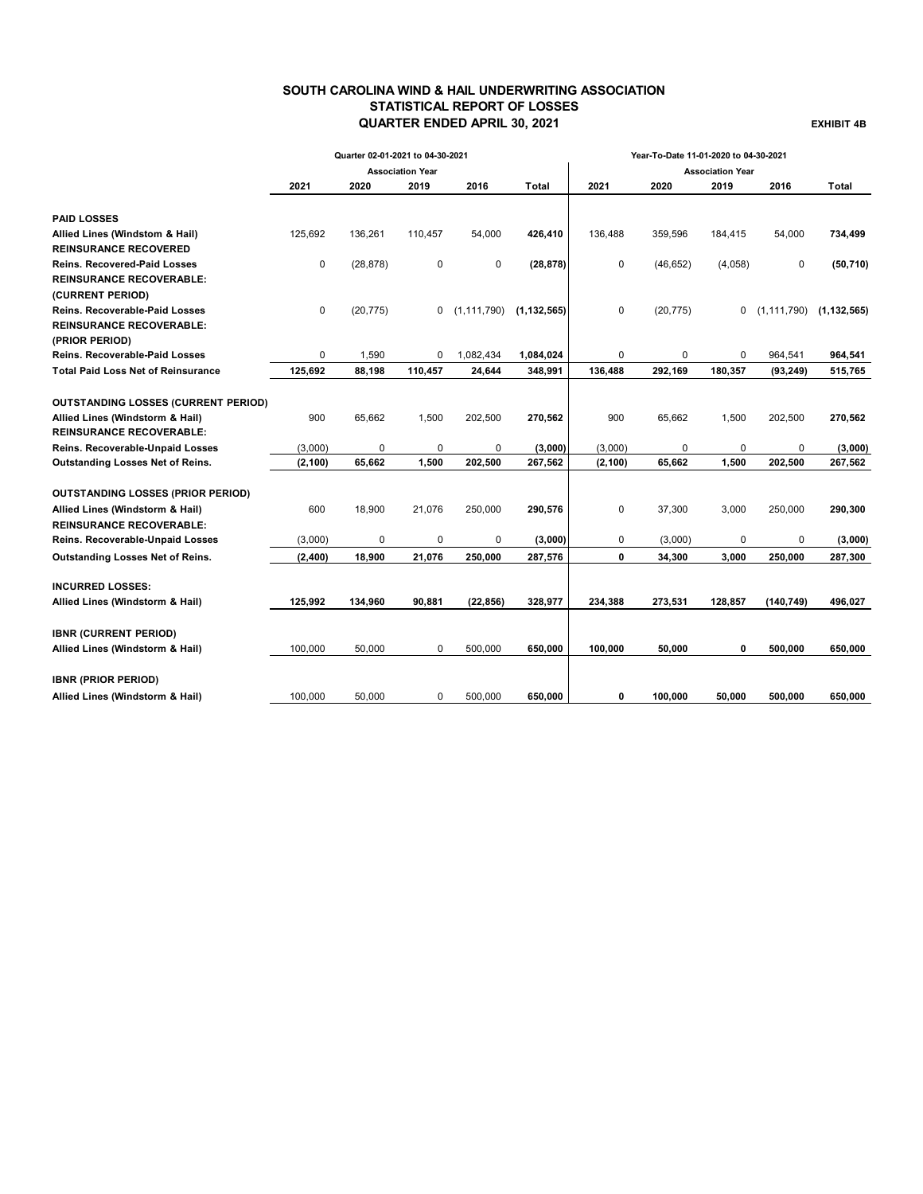# SOUTH CAROLINA WIND & HAIL UNDERWRITING ASSOCIATION
## STATISTICAL REPORT OF LOSSES
## QUARTER ENDED APRIL 30, 2021

**EXHIBIT 4B**

| | Quarter 02-01-2021 to 04-30-2021 | | | | | Year-To-Date 11-01-2020 to 04-30-2021 | | | | |
|---|---|---|---|---|---|---|---|---|---|---|
| | Association Year | | | | | Association Year | | | | |
| | 2021 | 2020 | 2019 | 2016 | Total | 2021 | 2020 | 2019 | 2016 | Total |
| **PAID LOSSES** | | | | | | | | | | |
| **Allied Lines (Windstom & Hail)** | 125,692 | 136,261 | 110,457 | 54,000 | **426,410** | 136,488 | 359,596 | 184,415 | 54,000 | **734,499** |
| **REINSURANCE RECOVERED** | | | | | | | | | | |
| **Reins. Recovered-Paid Losses** | 0 | (28,878) | 0 | 0 | **(28,878)** | 0 | (46,652) | (4,058) | 0 | **(50,710)** |
| **REINSURANCE RECOVERABLE: (CURRENT PERIOD)** | | | | | | | | | | |
| **Reins. Recoverable-Paid Losses** | 0 | (20,775) | 0 | (1,111,790) | **(1,132,565)** | 0 | (20,775) | 0 | (1,111,790) | **(1,132,565)** |
| **REINSURANCE RECOVERABLE: (PRIOR PERIOD)** | | | | | | | | | | |
| **Reins. Recoverable-Paid Losses** | 0 | 1,590 | 0 | 1,082,434 | **1,084,024** | 0 | 0 | 0 | 964,541 | **964,541** |
| **Total Paid Loss Net of Reinsurance** | **125,692** | **88,198** | **110,457** | **24,644** | **348,991** | **136,488** | **292,169** | **180,357** | **(93,249)** | **515,765** |
| **OUTSTANDING LOSSES (CURRENT PERIOD)** | | | | | | | | | | |
| **Allied Lines (Windstorm & Hail)** | 900 | 65,662 | 1,500 | 202,500 | **270,562** | 900 | 65,662 | 1,500 | 202,500 | **270,562** |
| **REINSURANCE RECOVERABLE:** | | | | | | | | | | |
| **Reins. Recoverable-Unpaid Losses** | (3,000) | 0 | 0 | 0 | **(3,000)** | (3,000) | 0 | 0 | 0 | **(3,000)** |
| **Outstanding Losses Net of Reins.** | **(2,100)** | **65,662** | **1,500** | **202,500** | **267,562** | **(2,100)** | **65,662** | **1,500** | **202,500** | **267,562** |
| **OUTSTANDING LOSSES (PRIOR PERIOD)** | | | | | | | | | | |
| **Allied Lines (Windstorm & Hail)** | 600 | 18,900 | 21,076 | 250,000 | **290,576** | 0 | 37,300 | 3,000 | 250,000 | **290,300** |
| **REINSURANCE RECOVERABLE:** | | | | | | | | | | |
| **Reins. Recoverable-Unpaid Losses** | (3,000) | 0 | 0 | 0 | **(3,000)** | 0 | (3,000) | 0 | 0 | **(3,000)** |
| **Outstanding Losses Net of Reins.** | **(2,400)** | **18,900** | **21,076** | **250,000** | **287,576** | **0** | **34,300** | **3,000** | **250,000** | **287,300** |
| **INCURRED LOSSES:** | | | | | | | | | | |
| **Allied Lines (Windstorm & Hail)** | **125,992** | **134,960** | **90,881** | **(22,856)** | **328,977** | **234,388** | **273,531** | **128,857** | **(140,749)** | **496,027** |
| **IBNR (CURRENT PERIOD)** | | | | | | | | | | |
| **Allied Lines (Windstorm & Hail)** | 100,000 | 50,000 | 0 | 500,000 | **650,000** | **100,000** | **50,000** | **0** | **500,000** | **650,000** |
| **IBNR (PRIOR PERIOD)** | | | | | | | | | | |
| **Allied Lines (Windstorm & Hail)** | 100,000 | 50,000 | 0 | 500,000 | **650,000** | **0** | **100,000** | **50,000** | **500,000** | **650,000** |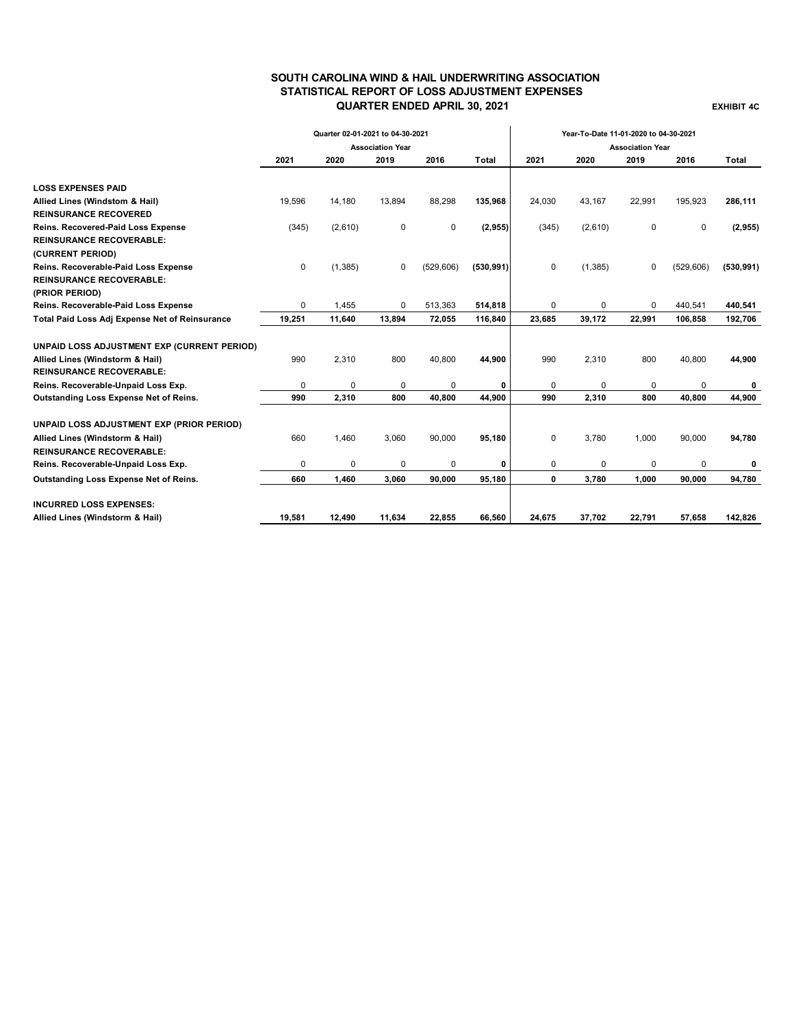# SOUTH CAROLINA WIND & HAIL UNDERWRITING ASSOCIATION
## STATISTICAL REPORT OF LOSS ADJUSTMENT EXPENSES
### QUARTER ENDED APRIL 30, 2021

**EXHIBIT 4C**

| | Quarter 02-01-2021 to 04-30-2021 | | | | | Year-To-Date 11-01-2020 to 04-30-2021 | | | | |
|---|---|---|---|---|---|---|---|---|---|---|
| | Association Year | | | | | Association Year | | | | |
| | 2021 | 2020 | 2019 | 2016 | Total | 2021 | 2020 | 2019 | 2016 | Total |
| **LOSS EXPENSES PAID** | | | | | | | | | | |
| **Allied Lines (Windstom & Hail)** | 19,596 | 14,180 | 13,894 | 88,298 | **135,968** | 24,030 | 43,167 | 22,991 | 195,923 | **286,111** |
| **REINSURANCE RECOVERED** | | | | | | | | | | |
| **Reins. Recovered-Paid Loss Expense** | (345) | (2,610) | 0 | 0 | **(2,955)** | (345) | (2,610) | 0 | 0 | **(2,955)** |
| **REINSURANCE RECOVERABLE:** | | | | | | | | | | |
| **(CURRENT PERIOD)** | | | | | | | | | | |
| **Reins. Recoverable-Paid Loss Expense** | 0 | (1,385) | 0 | (529,606) | **(530,991)** | 0 | (1,385) | 0 | (529,606) | **(530,991)** |
| **REINSURANCE RECOVERABLE:** | | | | | | | | | | |
| **(PRIOR PERIOD)** | | | | | | | | | | |
| **Reins. Recoverable-Paid Loss Expense** | 0 | 1,455 | 0 | 513,363 | **514,818** | 0 | 0 | 0 | 440,541 | **440,541** |
| **Total Paid Loss Adj Expense Net of Reinsurance** | **19,251** | **11,640** | **13,894** | **72,055** | **116,840** | **23,685** | **39,172** | **22,991** | **106,858** | **192,706** |
| **UNPAID LOSS ADJUSTMENT EXP (CURRENT PERIOD)** | | | | | | | | | | |
| **Allied Lines (Windstorm & Hail)** | 990 | 2,310 | 800 | 40,800 | **44,900** | 990 | 2,310 | 800 | 40,800 | **44,900** |
| **REINSURANCE RECOVERABLE:** | | | | | | | | | | |
| **Reins. Recoverable-Unpaid Loss Exp.** | 0 | 0 | 0 | 0 | **0** | 0 | 0 | 0 | 0 | **0** |
| **Outstanding Loss Expense Net of Reins.** | **990** | **2,310** | **800** | **40,800** | **44,900** | **990** | **2,310** | **800** | **40,800** | **44,900** |
| **UNPAID LOSS ADJUSTMENT EXP (PRIOR PERIOD)** | | | | | | | | | | |
| **Allied Lines (Windstorm & Hail)** | 660 | 1,460 | 3,060 | 90,000 | **95,180** | 0 | 3,780 | 1,000 | 90,000 | **94,780** |
| **REINSURANCE RECOVERABLE:** | | | | | | | | | | |
| **Reins. Recoverable-Unpaid Loss Exp.** | 0 | 0 | 0 | 0 | **0** | 0 | 0 | 0 | 0 | **0** |
| **Outstanding Loss Expense Net of Reins.** | **660** | **1,460** | **3,060** | **90,000** | **95,180** | **0** | **3,780** | **1,000** | **90,000** | **94,780** |
| **INCURRED LOSS EXPENSES:** | | | | | | | | | | |
| **Allied Lines (Windstorm & Hail)** | **19,581** | **12,490** | **11,634** | **22,855** | **66,560** | **24,675** | **37,702** | **22,791** | **57,658** | **142,826** |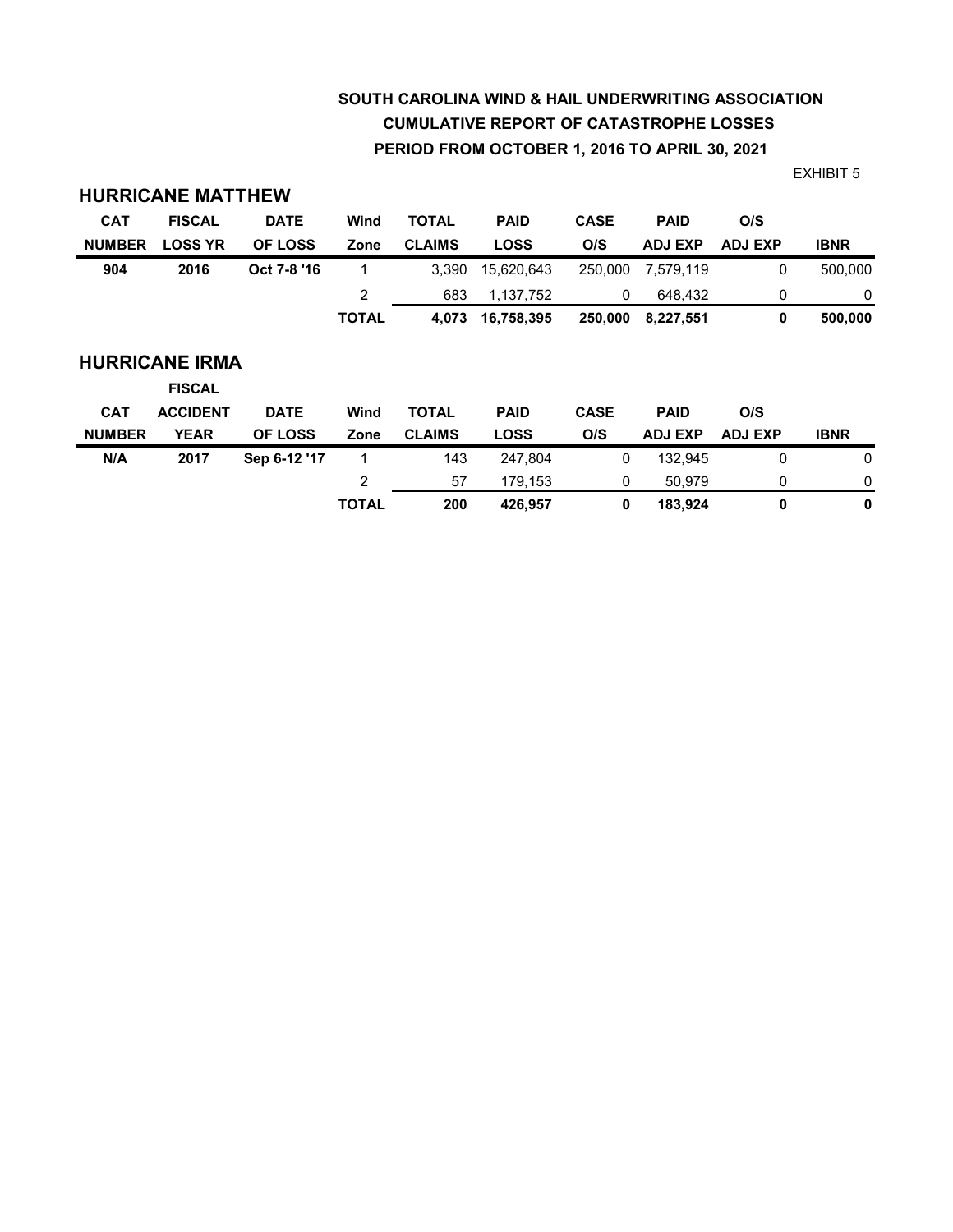**SOUTH CAROLINA WIND & HAIL UNDERWRITING ASSOCIATION**

**CUMULATIVE REPORT OF CATASTROPHE LOSSES**

**PERIOD FROM OCTOBER 1, 2016 TO APRIL 30, 2021**

EXHIBIT 5

## HURRICANE MATTHEW

| CAT NUMBER | FISCAL LOSS YR | DATE OF LOSS | Wind Zone | TOTAL CLAIMS | PAID LOSS | CASE O/S | PAID ADJ EXP | O/S ADJ EXP | IBNR |
|---|---|---|---|---|---|---|---|---|---|
| 904 | 2016 | Oct 7-8 '16 | 1 | 3,390 | 15,620,643 | 250,000 | 7,579,119 | 0 | 500,000 |
| | | | 2 | 683 | 1,137,752 | 0 | 648,432 | 0 | 0 |
| | | | **TOTAL** | **4,073** | **16,758,395** | **250,000** | **8,227,551** | **0** | **500,000** |

## HURRICANE IRMA

| CAT NUMBER | FISCAL ACCIDENT YEAR | DATE OF LOSS | Wind Zone | TOTAL CLAIMS | PAID LOSS | CASE O/S | PAID ADJ EXP | O/S ADJ EXP | IBNR |
|---|---|---|---|---|---|---|---|---|---|
| N/A | 2017 | Sep 6-12 '17 | 1 | 143 | 247,804 | 0 | 132,945 | 0 | 0 |
| | | | 2 | 57 | 179,153 | 0 | 50,979 | 0 | 0 |
| | | | **TOTAL** | **200** | **426,957** | **0** | **183,924** | **0** | **0** |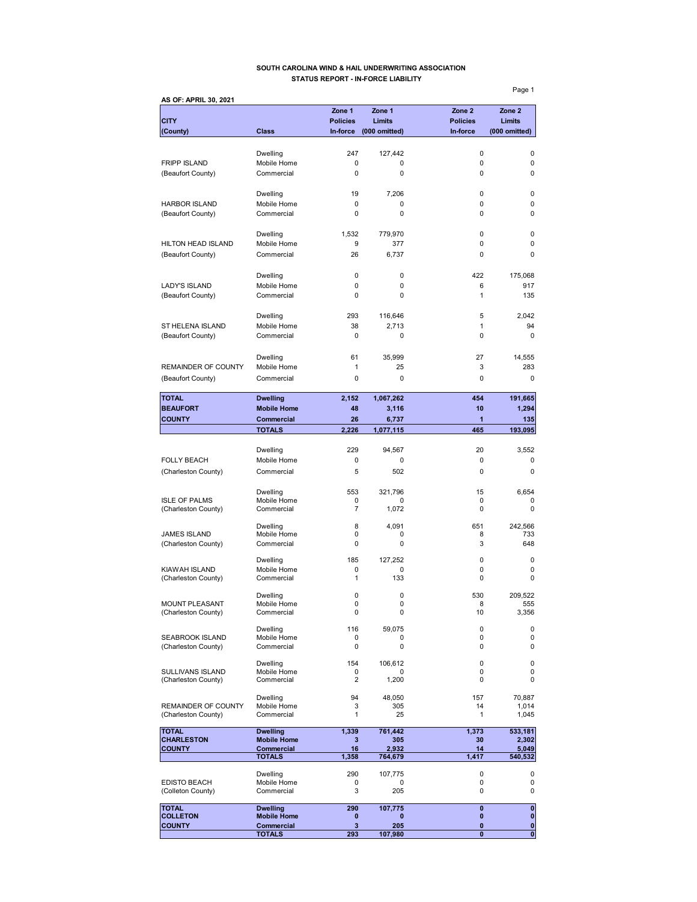**SOUTH CAROLINA WIND & HAIL UNDERWRITING ASSOCIATION**
**STATUS REPORT - IN-FORCE LIABILITY**

**AS OF: APRIL 30, 2021**

| CITY (County) | Class | Zone 1 Policies In-force | Zone 1 Limits (000 omitted) | Zone 2 Policies In-force | Zone 2 Limits (000 omitted) |
|---|---|---|---|---|---|
| | Dwelling | 247 | 127,442 | 0 | 0 |
| FRIPP ISLAND | Mobile Home | 0 | 0 | 0 | 0 |
| (Beaufort County) | Commercial | 0 | 0 | 0 | 0 |
| | Dwelling | 19 | 7,206 | 0 | 0 |
| HARBOR ISLAND | Mobile Home | 0 | 0 | 0 | 0 |
| (Beaufort County) | Commercial | 0 | 0 | 0 | 0 |
| | Dwelling | 1,532 | 779,970 | 0 | 0 |
| HILTON HEAD ISLAND | Mobile Home | 9 | 377 | 0 | 0 |
| (Beaufort County) | Commercial | 26 | 6,737 | 0 | 0 |
| | Dwelling | 0 | 0 | 422 | 175,068 |
| LADY'S ISLAND | Mobile Home | 0 | 0 | 6 | 917 |
| (Beaufort County) | Commercial | 0 | 0 | 1 | 135 |
| | Dwelling | 293 | 116,646 | 5 | 2,042 |
| ST HELENA ISLAND | Mobile Home | 38 | 2,713 | 1 | 94 |
| (Beaufort County) | Commercial | 0 | 0 | 0 | 0 |
| | Dwelling | 61 | 35,999 | 27 | 14,555 |
| REMAINDER OF COUNTY | Mobile Home | 1 | 25 | 3 | 283 |
| (Beaufort County) | Commercial | 0 | 0 | 0 | 0 |
| **TOTAL** | **Dwelling** | **2,152** | **1,067,262** | **454** | **191,665** |
| **BEAUFORT** | **Mobile Home** | **48** | **3,116** | **10** | **1,294** |
| **COUNTY** | **Commercial** | **26** | **6,737** | **1** | **135** |
| | **TOTALS** | **2,226** | **1,077,115** | **465** | **193,095** |
| | Dwelling | 229 | 94,567 | 20 | 3,552 |
| FOLLY BEACH | Mobile Home | 0 | 0 | 0 | 0 |
| (Charleston County) | Commercial | 5 | 502 | 0 | 0 |
| | Dwelling | 553 | 321,796 | 15 | 6,654 |
| ISLE OF PALMS | Mobile Home | 0 | 0 | 0 | 0 |
| (Charleston County) | Commercial | 7 | 1,072 | 0 | 0 |
| | Dwelling | 8 | 4,091 | 651 | 242,566 |
| JAMES ISLAND | Mobile Home | 0 | 0 | 8 | 733 |
| (Charleston County) | Commercial | 0 | 0 | 3 | 648 |
| | Dwelling | 185 | 127,252 | 0 | 0 |
| KIAWAH ISLAND | Mobile Home | 0 | 0 | 0 | 0 |
| (Charleston County) | Commercial | 1 | 133 | 0 | 0 |
| | Dwelling | 0 | 0 | 530 | 209,522 |
| MOUNT PLEASANT | Mobile Home | 0 | 0 | 8 | 555 |
| (Charleston County) | Commercial | 0 | 0 | 10 | 3,356 |
| | Dwelling | 116 | 59,075 | 0 | 0 |
| SEABROOK ISLAND | Mobile Home | 0 | 0 | 0 | 0 |
| (Charleston County) | Commercial | 0 | 0 | 0 | 0 |
| | Dwelling | 154 | 106,612 | 0 | 0 |
| SULLIVANS ISLAND | Mobile Home | 0 | 0 | 0 | 0 |
| (Charleston County) | Commercial | 2 | 1,200 | 0 | 0 |
| | Dwelling | 94 | 48,050 | 157 | 70,887 |
| REMAINDER OF COUNTY | Mobile Home | 3 | 305 | 14 | 1,014 |
| (Charleston County) | Commercial | 1 | 25 | 1 | 1,045 |
| **TOTAL** | **Dwelling** | **1,339** | **761,442** | **1,373** | **533,181** |
| **CHARLESTON** | **Mobile Home** | **3** | **305** | **30** | **2,302** |
| **COUNTY** | **Commercial** | **16** | **2,932** | **14** | **5,049** |
| | **TOTALS** | **1,358** | **764,679** | **1,417** | **540,532** |
| | Dwelling | 290 | 107,775 | 0 | 0 |
| EDISTO BEACH | Mobile Home | 0 | 0 | 0 | 0 |
| (Colleton County) | Commercial | 3 | 205 | 0 | 0 |
| **TOTAL** | **Dwelling** | **290** | **107,775** | **0** | **0** |
| **COLLETON** | **Mobile Home** | **0** | **0** | **0** | **0** |
| **COUNTY** | **Commercial** | **3** | **205** | **0** | **0** |
| | **TOTALS** | **293** | **107,980** | **0** | **0** |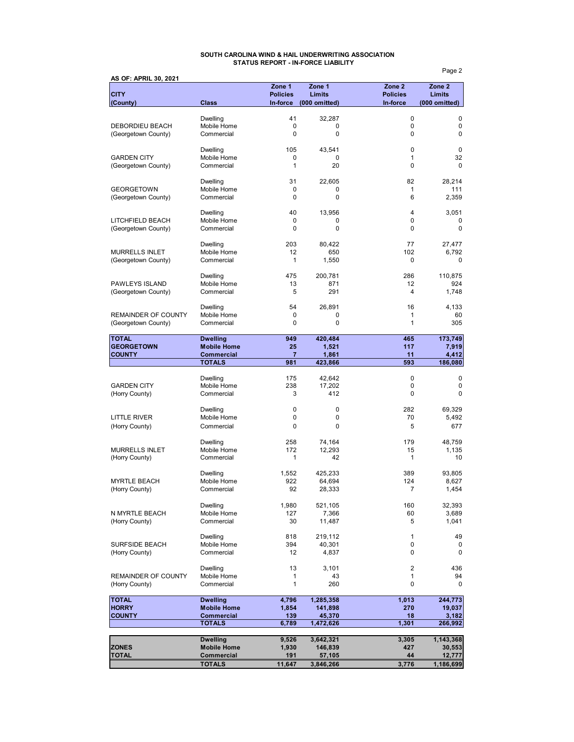**SOUTH CAROLINA WIND & HAIL UNDERWRITING ASSOCIATION**
**STATUS REPORT - IN-FORCE LIABILITY**

**AS OF: APRIL 30, 2021**

| CITY (County) | Class | Zone 1 Policies In-force | Zone 1 Limits (000 omitted) | Zone 2 Policies In-force | Zone 2 Limits (000 omitted) |
|---|---|---|---|---|---|
| | Dwelling | 41 | 32,287 | 0 | 0 |
| DEBORDIEU BEACH | Mobile Home | 0 | 0 | 0 | 0 |
| (Georgetown County) | Commercial | 0 | 0 | 0 | 0 |
| | Dwelling | 105 | 43,541 | 0 | 0 |
| GARDEN CITY | Mobile Home | 0 | 0 | 1 | 32 |
| (Georgetown County) | Commercial | 1 | 20 | 0 | 0 |
| | Dwelling | 31 | 22,605 | 82 | 28,214 |
| GEORGETOWN | Mobile Home | 0 | 0 | 1 | 111 |
| (Georgetown County) | Commercial | 0 | 0 | 6 | 2,359 |
| | Dwelling | 40 | 13,956 | 4 | 3,051 |
| LITCHFIELD BEACH | Mobile Home | 0 | 0 | 0 | 0 |
| (Georgetown County) | Commercial | 0 | 0 | 0 | 0 |
| | Dwelling | 203 | 80,422 | 77 | 27,477 |
| MURRELLS INLET | Mobile Home | 12 | 650 | 102 | 6,792 |
| (Georgetown County) | Commercial | 1 | 1,550 | 0 | 0 |
| | Dwelling | 475 | 200,781 | 286 | 110,875 |
| PAWLEYS ISLAND | Mobile Home | 13 | 871 | 12 | 924 |
| (Georgetown County) | Commercial | 5 | 291 | 4 | 1,748 |
| | Dwelling | 54 | 26,891 | 16 | 4,133 |
| REMAINDER OF COUNTY | Mobile Home | 0 | 0 | 1 | 60 |
| (Georgetown County) | Commercial | 0 | 0 | 1 | 305 |
| **TOTAL** | **Dwelling** | **949** | **420,484** | **465** | **173,749** |
| **GEORGETOWN** | **Mobile Home** | **25** | **1,521** | **117** | **7,919** |
| **COUNTY** | **Commercial** | **7** | **1,861** | **11** | **4,412** |
| | **TOTALS** | **981** | **423,866** | **593** | **186,080** |
| | Dwelling | 175 | 42,642 | 0 | 0 |
| GARDEN CITY | Mobile Home | 238 | 17,202 | 0 | 0 |
| (Horry County) | Commercial | 3 | 412 | 0 | 0 |
| | Dwelling | 0 | 0 | 282 | 69,329 |
| LITTLE RIVER | Mobile Home | 0 | 0 | 70 | 5,492 |
| (Horry County) | Commercial | 0 | 0 | 5 | 677 |
| | Dwelling | 258 | 74,164 | 179 | 48,759 |
| MURRELLS INLET | Mobile Home | 172 | 12,293 | 15 | 1,135 |
| (Horry County) | Commercial | 1 | 42 | 1 | 10 |
| | Dwelling | 1,552 | 425,233 | 389 | 93,805 |
| MYRTLE BEACH | Mobile Home | 922 | 64,694 | 124 | 8,627 |
| (Horry County) | Commercial | 92 | 28,333 | 7 | 1,454 |
| | Dwelling | 1,980 | 521,105 | 160 | 32,393 |
| N MYRTLE BEACH | Mobile Home | 127 | 7,366 | 60 | 3,689 |
| (Horry County) | Commercial | 30 | 11,487 | 5 | 1,041 |
| | Dwelling | 818 | 219,112 | 1 | 49 |
| SURFSIDE BEACH | Mobile Home | 394 | 40,301 | 0 | 0 |
| (Horry County) | Commercial | 12 | 4,837 | 0 | 0 |
| | Dwelling | 13 | 3,101 | 2 | 436 |
| REMAINDER OF COUNTY | Mobile Home | 1 | 43 | 1 | 94 |
| (Horry County) | Commercial | 1 | 260 | 0 | 0 |
| **TOTAL** | **Dwelling** | **4,796** | **1,285,358** | **1,013** | **244,773** |
| **HORRY** | **Mobile Home** | **1,854** | **141,898** | **270** | **19,037** |
| **COUNTY** | **Commercial** | **139** | **45,370** | **18** | **3,182** |
| | **TOTALS** | **6,789** | **1,472,626** | **1,301** | **266,992** |
| | **Dwelling** | **9,526** | **3,642,321** | **3,305** | **1,143,368** |
| **ZONES** | **Mobile Home** | **1,930** | **146,839** | **427** | **30,553** |
| **TOTAL** | **Commercial** | **191** | **57,105** | **44** | **12,777** |
| | **TOTALS** | **11,647** | **3,846,266** | **3,776** | **1,186,699** |